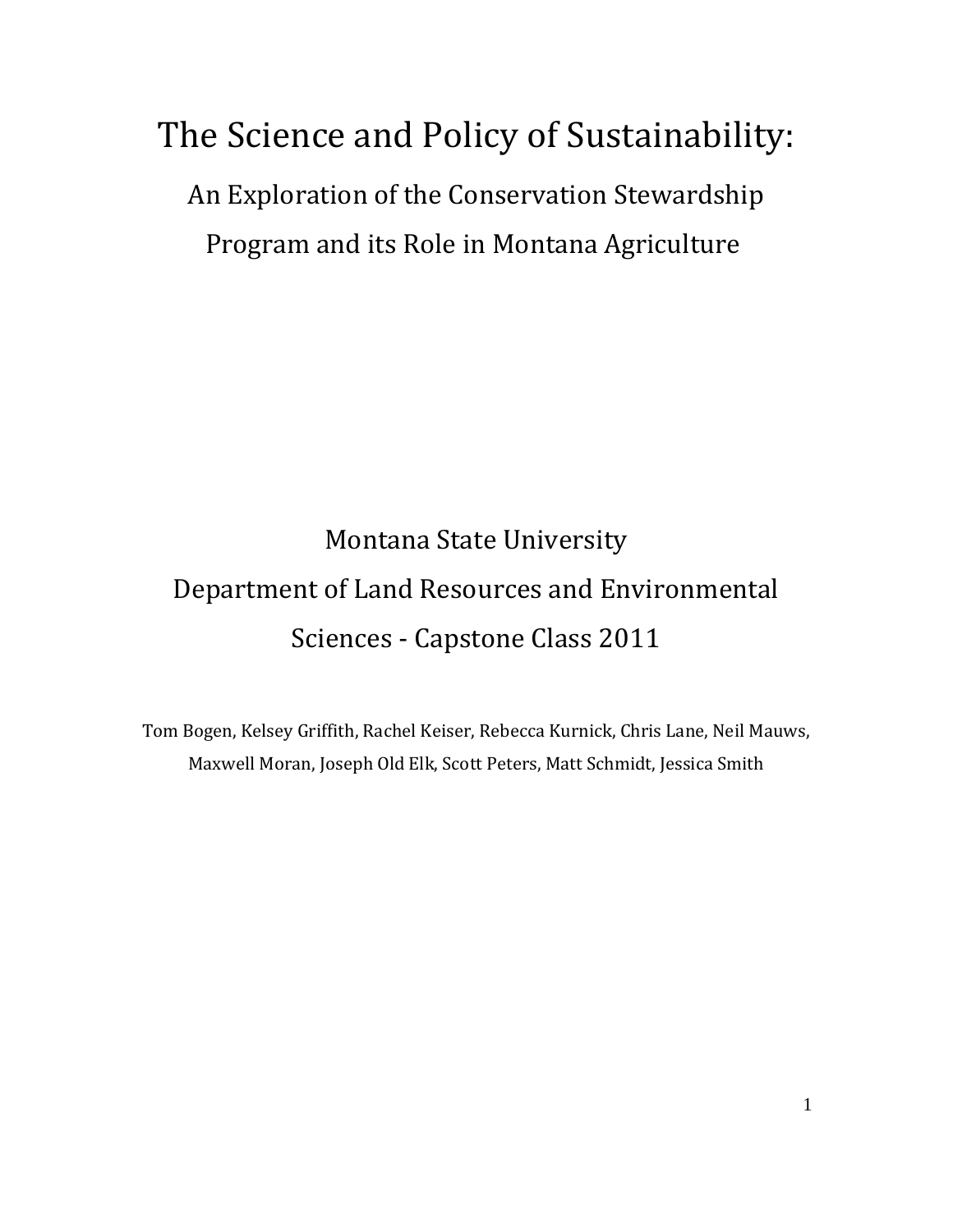# The Science and Policy of Sustainability:

## An Exploration of the Conservation Stewardship Program and its Role in Montana Agriculture

Montana State University

Department of Land Resources and Environmental Sciences - Capstone Class 2011

Tom Bogen, Kelsey Griffith, Rachel Keiser, Rebecca Kurnick, Chris Lane, Neil Mauws, Maxwell Moran, Joseph Old Elk, Scott Peters, Matt Schmidt, Jessica Smith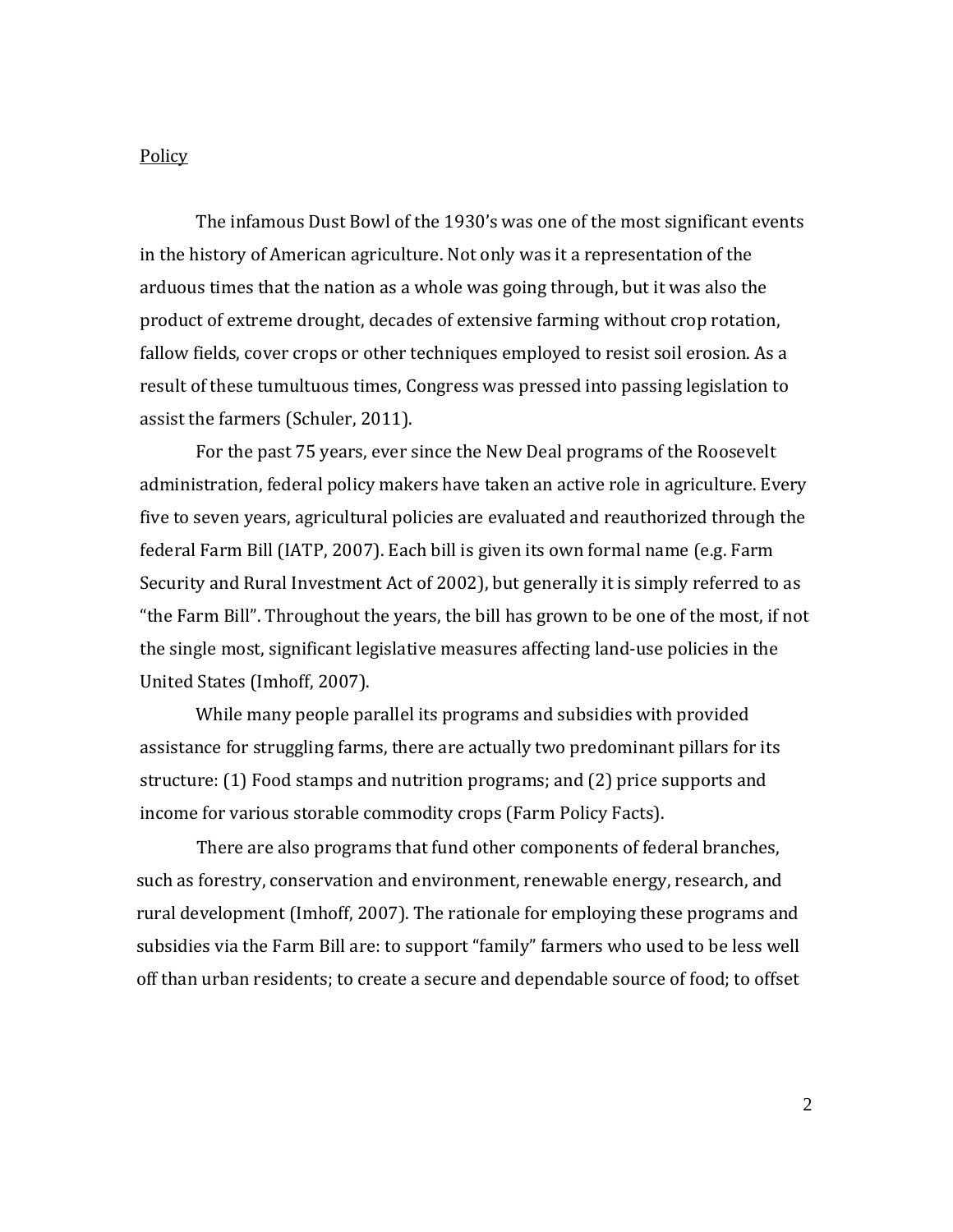## Policy

The infamous Dust Bowl of the 1930's was one of the most significant events in the history of American agriculture. Not only was it a representation of the arduous times that the nation as a whole was going through, but it was also the product of extreme drought, decades of extensive farming without crop rotation, fallow fields, cover crops or other techniques employed to resist soil erosion. As a result of these tumultuous times, Congress was pressed into passing legislation to assist the farmers (Schuler, 2011).

For the past 75 years, ever since the New Deal programs of the Roosevelt administration, federal policy makers have taken an active role in agriculture. Every five to seven years, agricultural policies are evaluated and reauthorized through the federal Farm Bill (IATP, 2007). Each bill is given its own formal name (e.g. Farm Security and Rural Investment Act of 2002), but generally it is simply referred to as "the Farm Bill". Throughout the years, the bill has grown to be one of the most, if not the single most, significant legislative measures affecting land-use policies in the United States (Imhoff, 2007).

While many people parallel its programs and subsidies with provided assistance for struggling farms, there are actually two predominant pillars for its structure: (1) Food stamps and nutrition programs; and (2) price supports and income for various storable commodity crops (Farm Policy Facts).

There are also programs that fund other components of federal branches, such as forestry, conservation and environment, renewable energy, research, and rural development (Imhoff, 2007). The rationale for employing these programs and subsidies via the Farm Bill are: to support "family" farmers who used to be less well off than urban residents; to create a secure and dependable source of food; to offset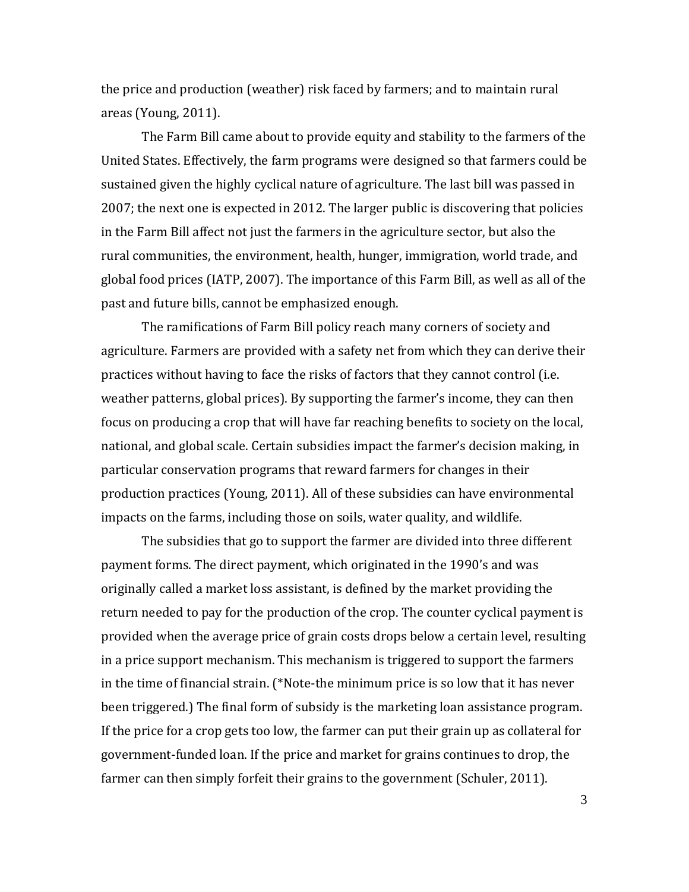the price and production (weather) risk faced by farmers; and to maintain rural areas (Young, 2011).

The Farm Bill came about to provide equity and stability to the farmers of the United States. Effectively, the farm programs were designed so that farmers could be sustained given the highly cyclical nature of agriculture. The last bill was passed in 2007; the next one is expected in 2012. The larger public is discovering that policies in the Farm Bill affect not just the farmers in the agriculture sector, but also the rural communities, the environment, health, hunger, immigration, world trade, and global food prices (IATP, 2007). The importance of this Farm Bill, as well as all of the past and future bills, cannot be emphasized enough.

The ramifications of Farm Bill policy reach many corners of society and agriculture. Farmers are provided with a safety net from which they can derive their practices without having to face the risks of factors that they cannot control (i.e. weather patterns, global prices). By supporting the farmer's income, they can then focus on producing a crop that will have far reaching benefits to society on the local, national, and global scale. Certain subsidies impact the farmer's decision making, in particular conservation programs that reward farmers for changes in their production practices (Young, 2011). All of these subsidies can have environmental impacts on the farms, including those on soils, water quality, and wildlife.

The subsidies that go to support the farmer are divided into three different payment forms. The direct payment, which originated in the 1990's and was originally called a market loss assistant, is defined by the market providing the return needed to pay for the production of the crop. The counter cyclical payment is provided when the average price of grain costs drops below a certain level, resulting in a price support mechanism. This mechanism is triggered to support the farmers in the time of financial strain. (*Note-the minimum price is so low that it has never been triggered.) The final form of subsidy is the marketing loan assistance program. If the price for a crop gets too low, the farmer can put their grain up as collateral for government-funded loan. If the price and market for grains continues to drop, the farmer can then simply forfeit their grains to the government (Schuler, 2011).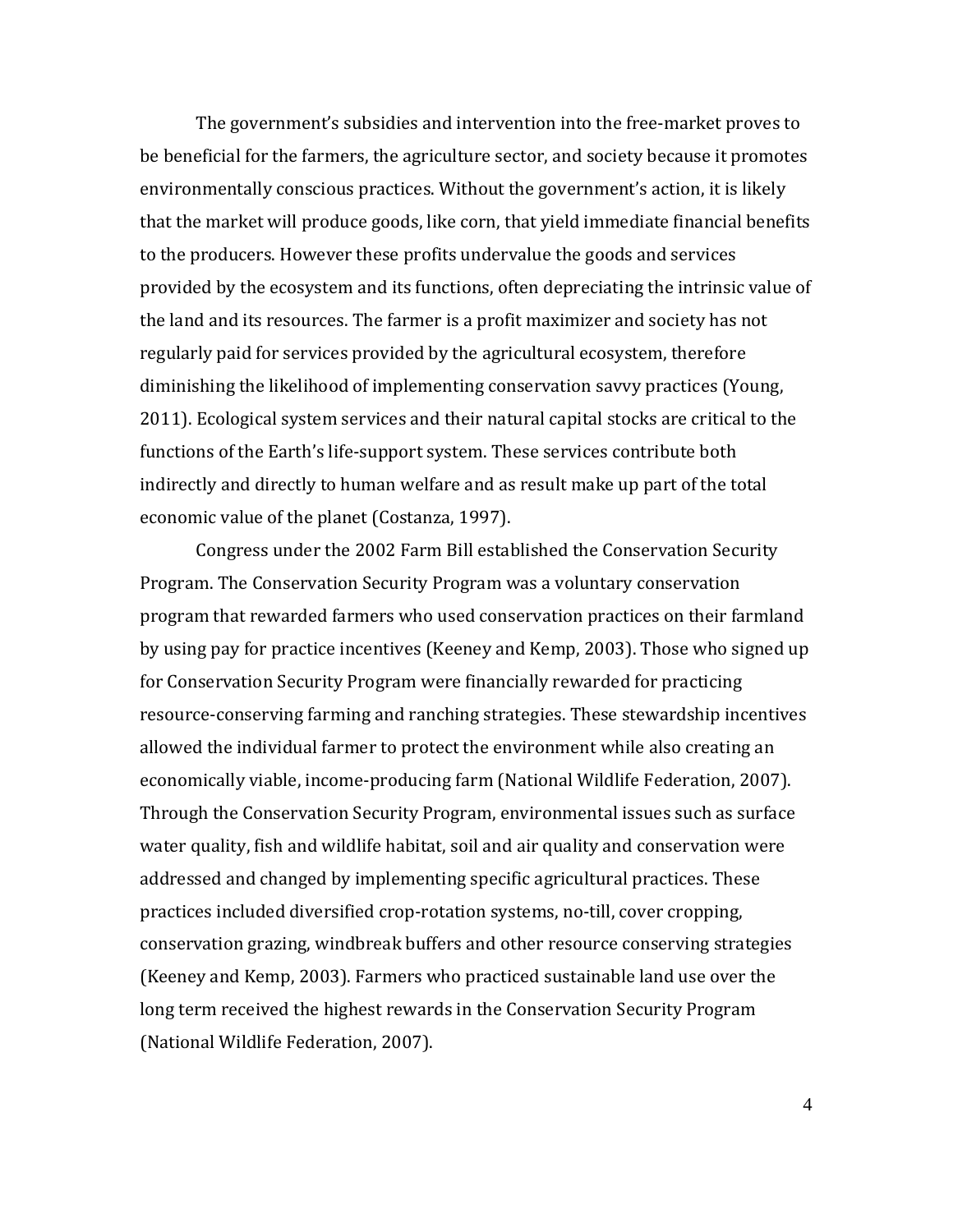The government's subsidies and intervention into the free-market proves to be beneficial for the farmers, the agriculture sector, and society because it promotes environmentally conscious practices. Without the government's action, it is likely that the market will produce goods, like corn, that yield immediate financial benefits to the producers. However these profits undervalue the goods and services provided by the ecosystem and its functions, often depreciating the intrinsic value of the land and its resources. The farmer is a profit maximizer and society has not regularly paid for services provided by the agricultural ecosystem, therefore diminishing the likelihood of implementing conservation savvy practices (Young, 2011). Ecological system services and their natural capital stocks are critical to the functions of the Earth's life-support system. These services contribute both indirectly and directly to human welfare and as result make up part of the total economic value of the planet (Costanza, 1997).

Congress under the 2002 Farm Bill established the Conservation Security Program. The Conservation Security Program was a voluntary conservation program that rewarded farmers who used conservation practices on their farmland by using pay for practice incentives (Keeney and Kemp, 2003). Those who signed up for Conservation Security Program were financially rewarded for practicing resource-conserving farming and ranching strategies. These stewardship incentives allowed the individual farmer to protect the environment while also creating an economically viable, income-producing farm (National Wildlife Federation, 2007). Through the Conservation Security Program, environmental issues such as surface water quality, fish and wildlife habitat, soil and air quality and conservation were addressed and changed by implementing specific agricultural practices. These practices included diversified crop-rotation systems, no-till, cover cropping, conservation grazing, windbreak buffers and other resource conserving strategies (Keeney and Kemp, 2003). Farmers who practiced sustainable land use over the long term received the highest rewards in the Conservation Security Program (National Wildlife Federation, 2007).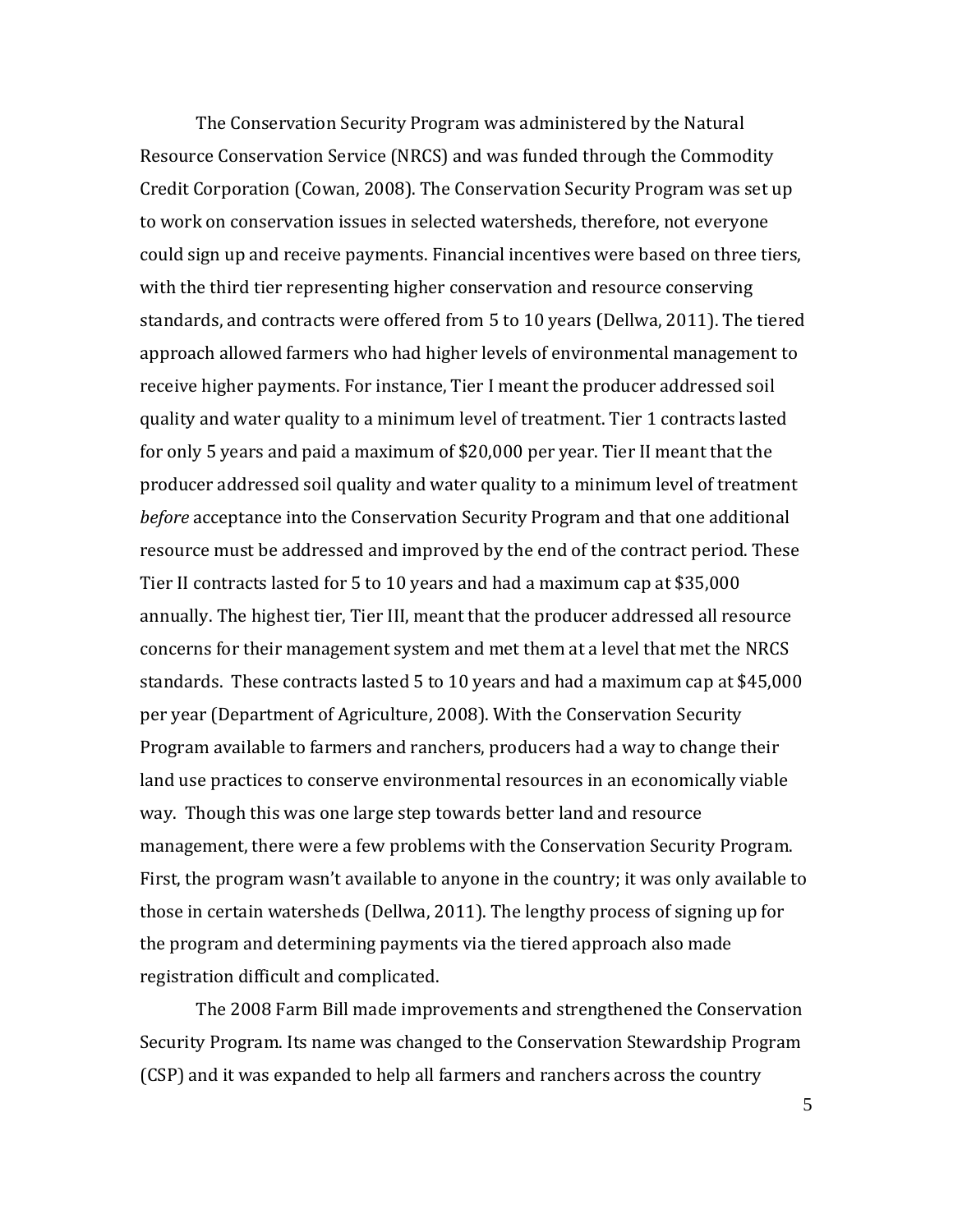The Conservation Security Program was administered by the Natural Resource Conservation Service (NRCS) and was funded through the Commodity Credit Corporation (Cowan, 2008). The Conservation Security Program was set up to work on conservation issues in selected watersheds, therefore, not everyone could sign up and receive payments. Financial incentives were based on three tiers, with the third tier representing higher conservation and resource conserving standards, and contracts were offered from 5 to 10 years (Dellwa, 2011). The tiered approach allowed farmers who had higher levels of environmental management to receive higher payments. For instance, Tier I meant the producer addressed soil quality and water quality to a minimum level of treatment. Tier 1 contracts lasted for only 5 years and paid a maximum of $20,000 per year. Tier II meant that the producer addressed soil quality and water quality to a minimum level of treatment *before* acceptance into the Conservation Security Program and that one additional resource must be addressed and improved by the end of the contract period. These Tier II contracts lasted for 5 to 10 years and had a maximum cap at $35,000 annually. The highest tier, Tier III, meant that the producer addressed all resource concerns for their management system and met them at a level that met the NRCS standards. These contracts lasted 5 to 10 years and had a maximum cap at $45,000 per year (Department of Agriculture, 2008). With the Conservation Security Program available to farmers and ranchers, producers had a way to change their land use practices to conserve environmental resources in an economically viable way. Though this was one large step towards better land and resource management, there were a few problems with the Conservation Security Program. First, the program wasn't available to anyone in the country; it was only available to those in certain watersheds (Dellwa, 2011). The lengthy process of signing up for the program and determining payments via the tiered approach also made registration difficult and complicated.

The 2008 Farm Bill made improvements and strengthened the Conservation Security Program. Its name was changed to the Conservation Stewardship Program (CSP) and it was expanded to help all farmers and ranchers across the country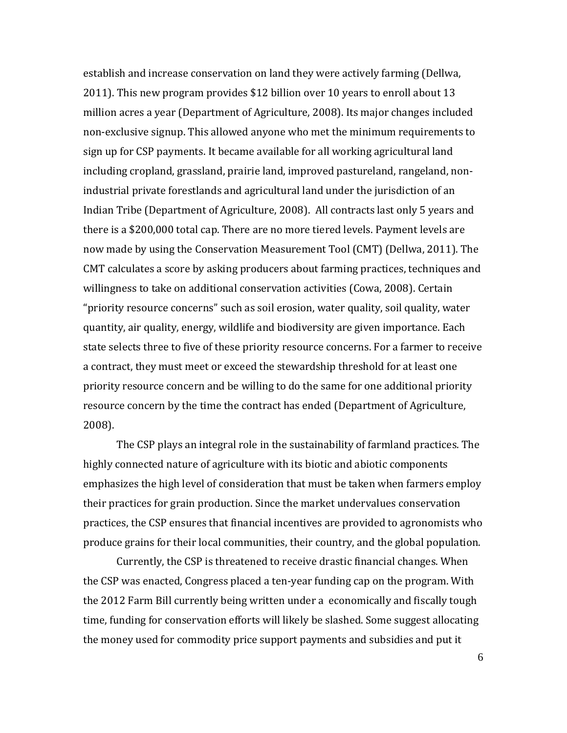establish and increase conservation on land they were actively farming (Dellwa, 2011). This new program provides $12 billion over 10 years to enroll about 13 million acres a year (Department of Agriculture, 2008). Its major changes included non-exclusive signup. This allowed anyone who met the minimum requirements to sign up for CSP payments. It became available for all working agricultural land including cropland, grassland, prairie land, improved pastureland, rangeland, non-industrial private forestlands and agricultural land under the jurisdiction of an Indian Tribe (Department of Agriculture, 2008). All contracts last only 5 years and there is a $200,000 total cap. There are no more tiered levels. Payment levels are now made by using the Conservation Measurement Tool (CMT) (Dellwa, 2011). The CMT calculates a score by asking producers about farming practices, techniques and willingness to take on additional conservation activities (Cowa, 2008). Certain "priority resource concerns" such as soil erosion, water quality, soil quality, water quantity, air quality, energy, wildlife and biodiversity are given importance. Each state selects three to five of these priority resource concerns. For a farmer to receive a contract, they must meet or exceed the stewardship threshold for at least one priority resource concern and be willing to do the same for one additional priority resource concern by the time the contract has ended (Department of Agriculture, 2008).

The CSP plays an integral role in the sustainability of farmland practices. The highly connected nature of agriculture with its biotic and abiotic components emphasizes the high level of consideration that must be taken when farmers employ their practices for grain production. Since the market undervalues conservation practices, the CSP ensures that financial incentives are provided to agronomists who produce grains for their local communities, their country, and the global population.

Currently, the CSP is threatened to receive drastic financial changes. When the CSP was enacted, Congress placed a ten-year funding cap on the program. With the 2012 Farm Bill currently being written under a economically and fiscally tough time, funding for conservation efforts will likely be slashed. Some suggest allocating the money used for commodity price support payments and subsidies and put it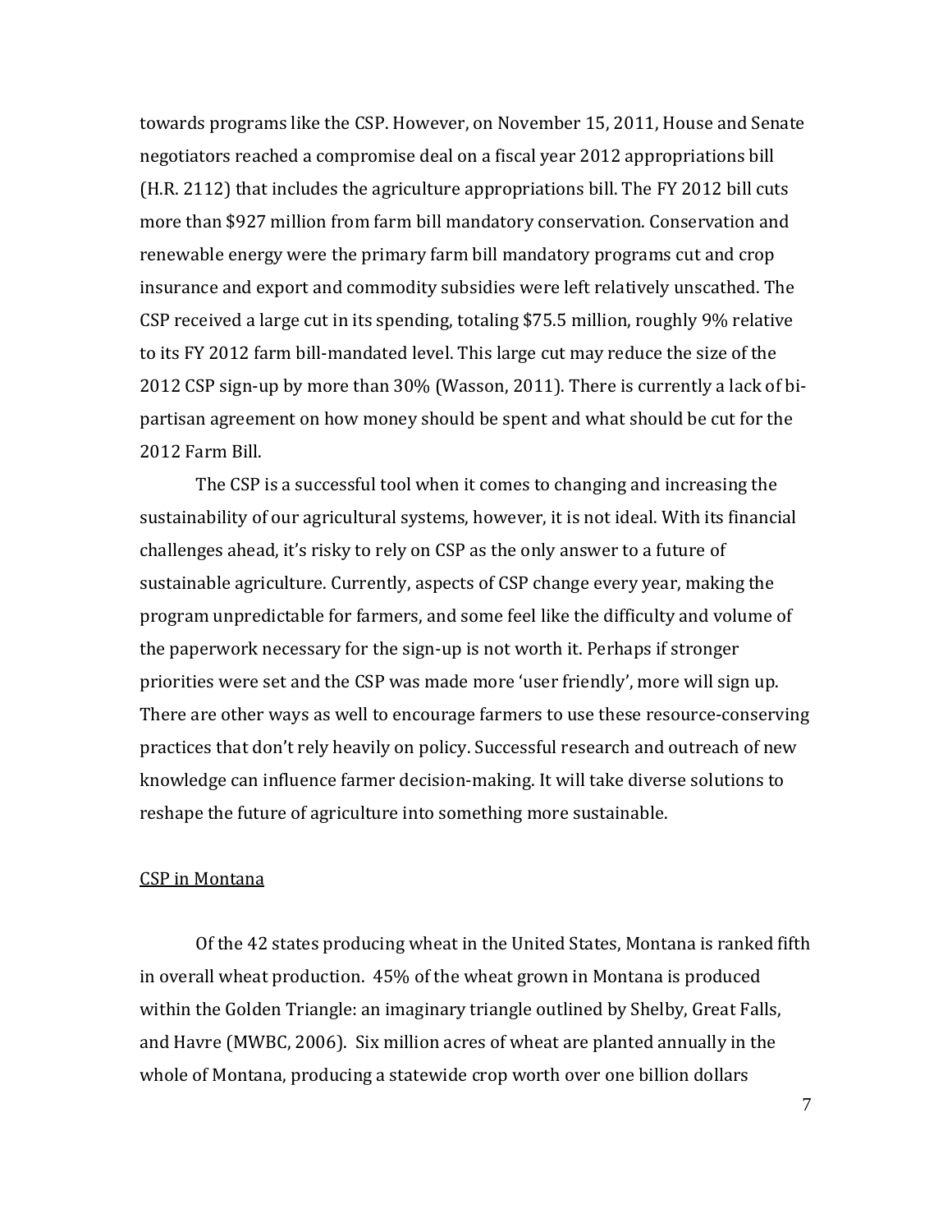towards programs like the CSP. However, on November 15, 2011, House and Senate negotiators reached a compromise deal on a fiscal year 2012 appropriations bill (H.R. 2112) that includes the agriculture appropriations bill. The FY 2012 bill cuts more than $927 million from farm bill mandatory conservation. Conservation and renewable energy were the primary farm bill mandatory programs cut and crop insurance and export and commodity subsidies were left relatively unscathed. The CSP received a large cut in its spending, totaling $75.5 million, roughly 9% relative to its FY 2012 farm bill-mandated level. This large cut may reduce the size of the 2012 CSP sign-up by more than 30% (Wasson, 2011). There is currently a lack of bi-partisan agreement on how money should be spent and what should be cut for the 2012 Farm Bill.

The CSP is a successful tool when it comes to changing and increasing the sustainability of our agricultural systems, however, it is not ideal. With its financial challenges ahead, it's risky to rely on CSP as the only answer to a future of sustainable agriculture. Currently, aspects of CSP change every year, making the program unpredictable for farmers, and some feel like the difficulty and volume of the paperwork necessary for the sign-up is not worth it. Perhaps if stronger priorities were set and the CSP was made more 'user friendly', more will sign up. There are other ways as well to encourage farmers to use these resource-conserving practices that don't rely heavily on policy. Successful research and outreach of new knowledge can influence farmer decision-making. It will take diverse solutions to reshape the future of agriculture into something more sustainable.

## CSP in Montana

Of the 42 states producing wheat in the United States, Montana is ranked fifth in overall wheat production. 45% of the wheat grown in Montana is produced within the Golden Triangle: an imaginary triangle outlined by Shelby, Great Falls, and Havre (MWBC, 2006). Six million acres of wheat are planted annually in the whole of Montana, producing a statewide crop worth over one billion dollars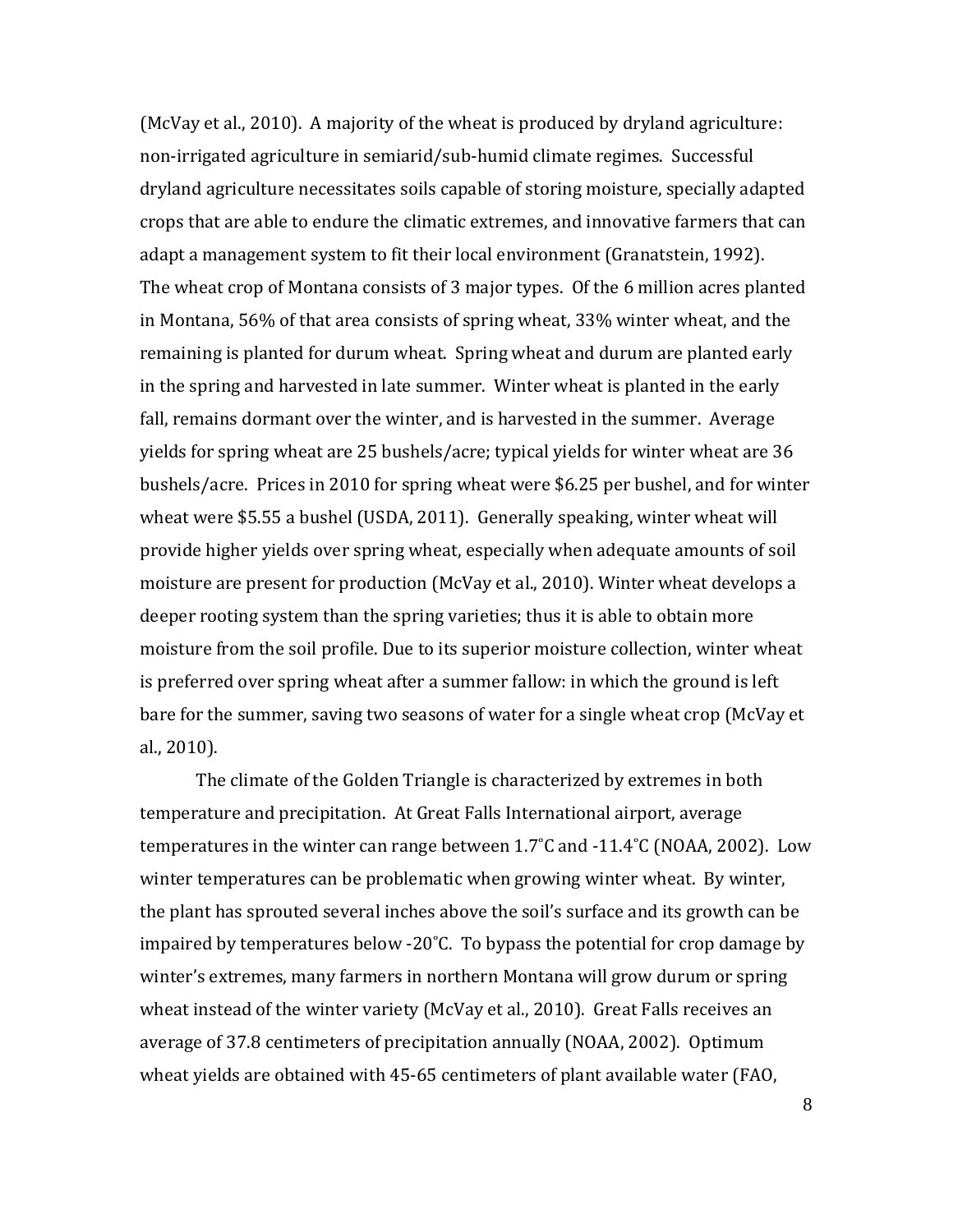(McVay et al., 2010). A majority of the wheat is produced by dryland agriculture: non-irrigated agriculture in semiarid/sub-humid climate regimes. Successful dryland agriculture necessitates soils capable of storing moisture, specially adapted crops that are able to endure the climatic extremes, and innovative farmers that can adapt a management system to fit their local environment (Granatstein, 1992). The wheat crop of Montana consists of 3 major types. Of the 6 million acres planted in Montana, 56% of that area consists of spring wheat, 33% winter wheat, and the remaining is planted for durum wheat. Spring wheat and durum are planted early in the spring and harvested in late summer. Winter wheat is planted in the early fall, remains dormant over the winter, and is harvested in the summer. Average yields for spring wheat are 25 bushels/acre; typical yields for winter wheat are 36 bushels/acre. Prices in 2010 for spring wheat were $6.25 per bushel, and for winter wheat were $5.55 a bushel (USDA, 2011). Generally speaking, winter wheat will provide higher yields over spring wheat, especially when adequate amounts of soil moisture are present for production (McVay et al., 2010). Winter wheat develops a deeper rooting system than the spring varieties; thus it is able to obtain more moisture from the soil profile. Due to its superior moisture collection, winter wheat is preferred over spring wheat after a summer fallow: in which the ground is left bare for the summer, saving two seasons of water for a single wheat crop (McVay et al., 2010).

The climate of the Golden Triangle is characterized by extremes in both temperature and precipitation. At Great Falls International airport, average temperatures in the winter can range between 1.7˚C and -11.4˚C (NOAA, 2002). Low winter temperatures can be problematic when growing winter wheat. By winter, the plant has sprouted several inches above the soil's surface and its growth can be impaired by temperatures below -20˚C. To bypass the potential for crop damage by winter's extremes, many farmers in northern Montana will grow durum or spring wheat instead of the winter variety (McVay et al., 2010). Great Falls receives an average of 37.8 centimeters of precipitation annually (NOAA, 2002). Optimum wheat yields are obtained with 45-65 centimeters of plant available water (FAO,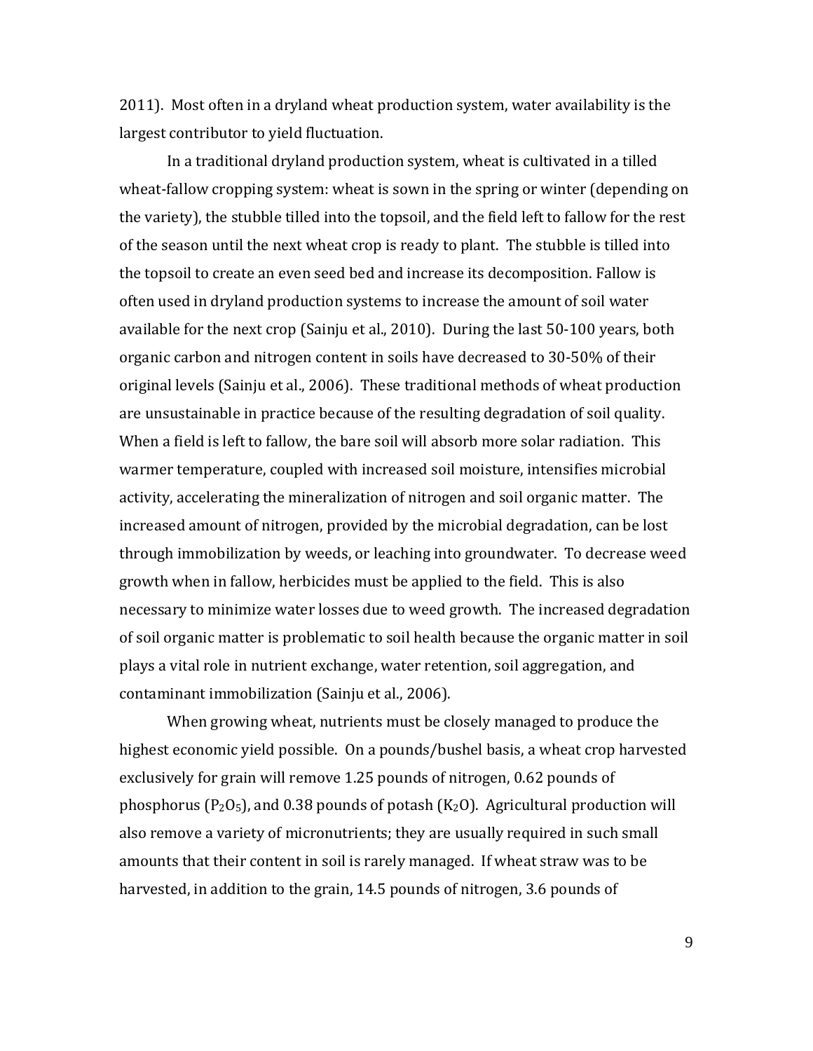2011). Most often in a dryland wheat production system, water availability is the largest contributor to yield fluctuation.

In a traditional dryland production system, wheat is cultivated in a tilled wheat-fallow cropping system: wheat is sown in the spring or winter (depending on the variety), the stubble tilled into the topsoil, and the field left to fallow for the rest of the season until the next wheat crop is ready to plant. The stubble is tilled into the topsoil to create an even seed bed and increase its decomposition. Fallow is often used in dryland production systems to increase the amount of soil water available for the next crop (Sainju et al., 2010). During the last 50-100 years, both organic carbon and nitrogen content in soils have decreased to 30-50% of their original levels (Sainju et al., 2006). These traditional methods of wheat production are unsustainable in practice because of the resulting degradation of soil quality. When a field is left to fallow, the bare soil will absorb more solar radiation. This warmer temperature, coupled with increased soil moisture, intensifies microbial activity, accelerating the mineralization of nitrogen and soil organic matter. The increased amount of nitrogen, provided by the microbial degradation, can be lost through immobilization by weeds, or leaching into groundwater. To decrease weed growth when in fallow, herbicides must be applied to the field. This is also necessary to minimize water losses due to weed growth. The increased degradation of soil organic matter is problematic to soil health because the organic matter in soil plays a vital role in nutrient exchange, water retention, soil aggregation, and contaminant immobilization (Sainju et al., 2006).

When growing wheat, nutrients must be closely managed to produce the highest economic yield possible. On a pounds/bushel basis, a wheat crop harvested exclusively for grain will remove 1.25 pounds of nitrogen, 0.62 pounds of phosphorus ($P_2O_5$), and 0.38 pounds of potash ($K_2O$). Agricultural production will also remove a variety of micronutrients; they are usually required in such small amounts that their content in soil is rarely managed. If wheat straw was to be harvested, in addition to the grain, 14.5 pounds of nitrogen, 3.6 pounds of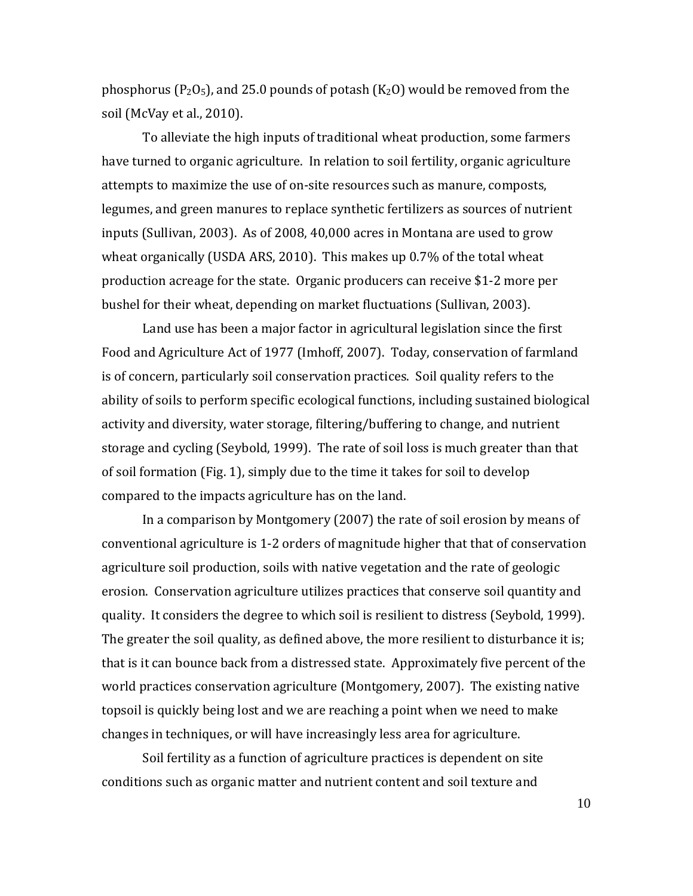phosphorus ($P_2O_5$), and 25.0 pounds of potash ($K_2O$) would be removed from the soil (McVay et al., 2010).

To alleviate the high inputs of traditional wheat production, some farmers have turned to organic agriculture. In relation to soil fertility, organic agriculture attempts to maximize the use of on-site resources such as manure, composts, legumes, and green manures to replace synthetic fertilizers as sources of nutrient inputs (Sullivan, 2003). As of 2008, 40,000 acres in Montana are used to grow wheat organically (USDA ARS, 2010). This makes up 0.7% of the total wheat production acreage for the state. Organic producers can receive $1-2 more per bushel for their wheat, depending on market fluctuations (Sullivan, 2003).

Land use has been a major factor in agricultural legislation since the first Food and Agriculture Act of 1977 (Imhoff, 2007). Today, conservation of farmland is of concern, particularly soil conservation practices. Soil quality refers to the ability of soils to perform specific ecological functions, including sustained biological activity and diversity, water storage, filtering/buffering to change, and nutrient storage and cycling (Seybold, 1999). The rate of soil loss is much greater than that of soil formation (Fig. 1), simply due to the time it takes for soil to develop compared to the impacts agriculture has on the land.

In a comparison by Montgomery (2007) the rate of soil erosion by means of conventional agriculture is 1-2 orders of magnitude higher that that of conservation agriculture soil production, soils with native vegetation and the rate of geologic erosion. Conservation agriculture utilizes practices that conserve soil quantity and quality. It considers the degree to which soil is resilient to distress (Seybold, 1999). The greater the soil quality, as defined above, the more resilient to disturbance it is; that is it can bounce back from a distressed state. Approximately five percent of the world practices conservation agriculture (Montgomery, 2007). The existing native topsoil is quickly being lost and we are reaching a point when we need to make changes in techniques, or will have increasingly less area for agriculture.

Soil fertility as a function of agriculture practices is dependent on site conditions such as organic matter and nutrient content and soil texture and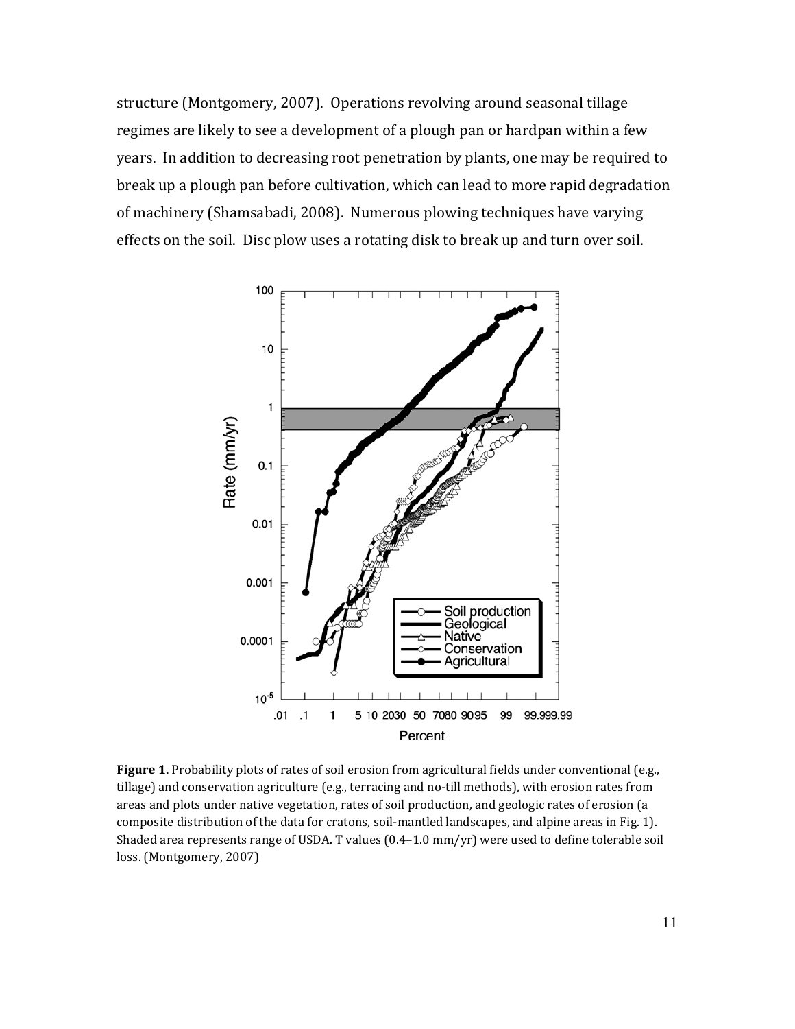structure (Montgomery, 2007). Operations revolving around seasonal tillage regimes are likely to see a development of a plough pan or hardpan within a few years. In addition to decreasing root penetration by plants, one may be required to break up a plough pan before cultivation, which can lead to more rapid degradation of machinery (Shamsabadi, 2008). Numerous plowing techniques have varying effects on the soil. Disc plow uses a rotating disk to break up and turn over soil.

**Figure 1.** Probability plots of rates of soil erosion from agricultural fields under conventional (e.g., tillage) and conservation agriculture (e.g., terracing and no-till methods), with erosion rates from areas and plots under native vegetation, rates of soil production, and geologic rates of erosion (a composite distribution of the data for cratons, soil-mantled landscapes, and alpine areas in Fig. 1). Shaded area represents range of USDA. T values (0.4–1.0 mm/yr) were used to define tolerable soil loss. (Montgomery, 2007)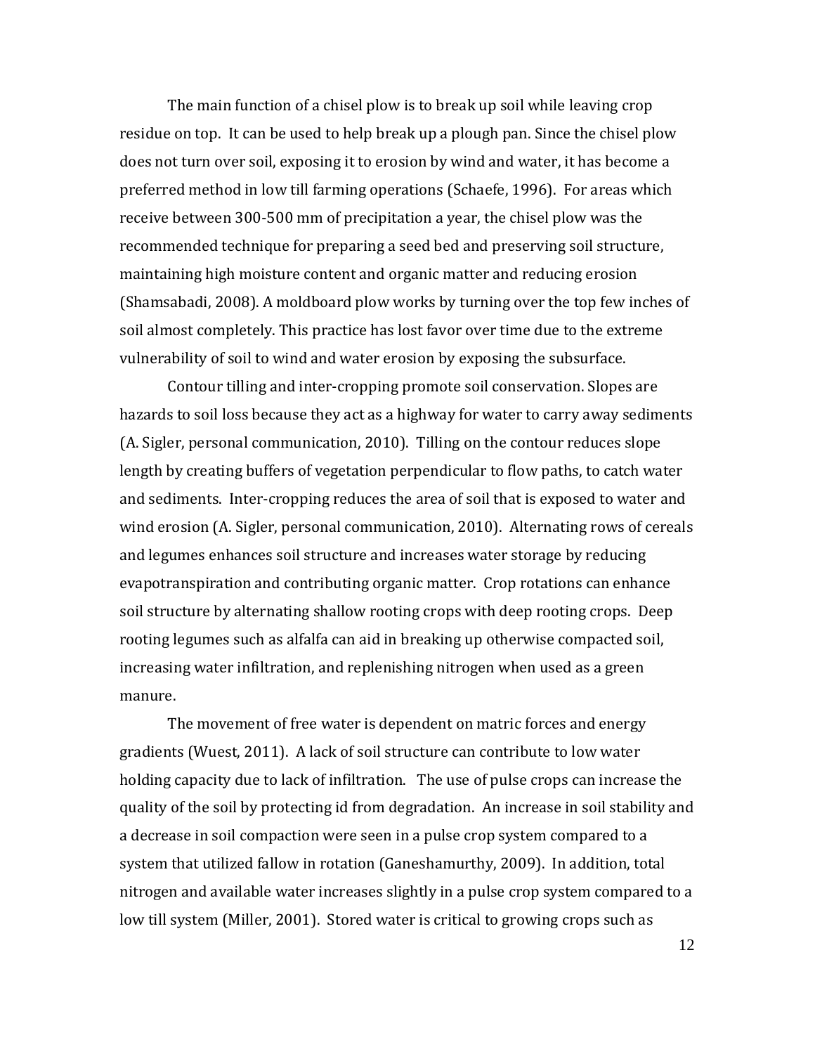The main function of a chisel plow is to break up soil while leaving crop residue on top. It can be used to help break up a plough pan. Since the chisel plow does not turn over soil, exposing it to erosion by wind and water, it has become a preferred method in low till farming operations (Schaefe, 1996). For areas which receive between 300-500 mm of precipitation a year, the chisel plow was the recommended technique for preparing a seed bed and preserving soil structure, maintaining high moisture content and organic matter and reducing erosion (Shamsabadi, 2008). A moldboard plow works by turning over the top few inches of soil almost completely. This practice has lost favor over time due to the extreme vulnerability of soil to wind and water erosion by exposing the subsurface.

Contour tilling and inter-cropping promote soil conservation. Slopes are hazards to soil loss because they act as a highway for water to carry away sediments (A. Sigler, personal communication, 2010). Tilling on the contour reduces slope length by creating buffers of vegetation perpendicular to flow paths, to catch water and sediments. Inter-cropping reduces the area of soil that is exposed to water and wind erosion (A. Sigler, personal communication, 2010). Alternating rows of cereals and legumes enhances soil structure and increases water storage by reducing evapotranspiration and contributing organic matter. Crop rotations can enhance soil structure by alternating shallow rooting crops with deep rooting crops. Deep rooting legumes such as alfalfa can aid in breaking up otherwise compacted soil, increasing water infiltration, and replenishing nitrogen when used as a green manure.

The movement of free water is dependent on matric forces and energy gradients (Wuest, 2011). A lack of soil structure can contribute to low water holding capacity due to lack of infiltration. The use of pulse crops can increase the quality of the soil by protecting id from degradation. An increase in soil stability and a decrease in soil compaction were seen in a pulse crop system compared to a system that utilized fallow in rotation (Ganeshamurthy, 2009). In addition, total nitrogen and available water increases slightly in a pulse crop system compared to a low till system (Miller, 2001). Stored water is critical to growing crops such as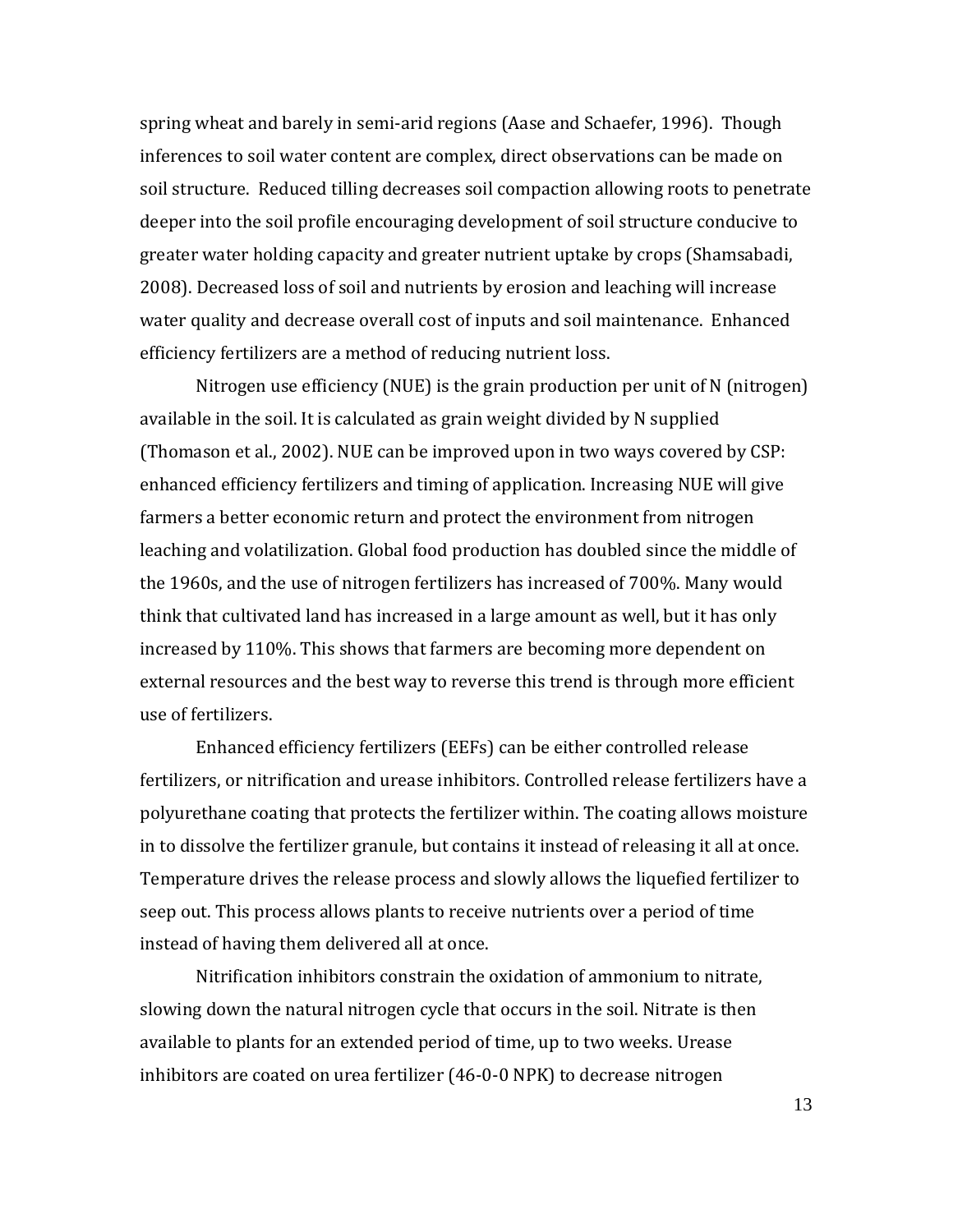spring wheat and barely in semi-arid regions (Aase and Schaefer, 1996). Though inferences to soil water content are complex, direct observations can be made on soil structure. Reduced tilling decreases soil compaction allowing roots to penetrate deeper into the soil profile encouraging development of soil structure conducive to greater water holding capacity and greater nutrient uptake by crops (Shamsabadi, 2008). Decreased loss of soil and nutrients by erosion and leaching will increase water quality and decrease overall cost of inputs and soil maintenance. Enhanced efficiency fertilizers are a method of reducing nutrient loss.

Nitrogen use efficiency (NUE) is the grain production per unit of N (nitrogen) available in the soil. It is calculated as grain weight divided by N supplied (Thomason et al., 2002). NUE can be improved upon in two ways covered by CSP: enhanced efficiency fertilizers and timing of application. Increasing NUE will give farmers a better economic return and protect the environment from nitrogen leaching and volatilization. Global food production has doubled since the middle of the 1960s, and the use of nitrogen fertilizers has increased of 700%. Many would think that cultivated land has increased in a large amount as well, but it has only increased by 110%. This shows that farmers are becoming more dependent on external resources and the best way to reverse this trend is through more efficient use of fertilizers.

Enhanced efficiency fertilizers (EEFs) can be either controlled release fertilizers, or nitrification and urease inhibitors. Controlled release fertilizers have a polyurethane coating that protects the fertilizer within. The coating allows moisture in to dissolve the fertilizer granule, but contains it instead of releasing it all at once. Temperature drives the release process and slowly allows the liquefied fertilizer to seep out. This process allows plants to receive nutrients over a period of time instead of having them delivered all at once.

Nitrification inhibitors constrain the oxidation of ammonium to nitrate, slowing down the natural nitrogen cycle that occurs in the soil. Nitrate is then available to plants for an extended period of time, up to two weeks. Urease inhibitors are coated on urea fertilizer (46-0-0 NPK) to decrease nitrogen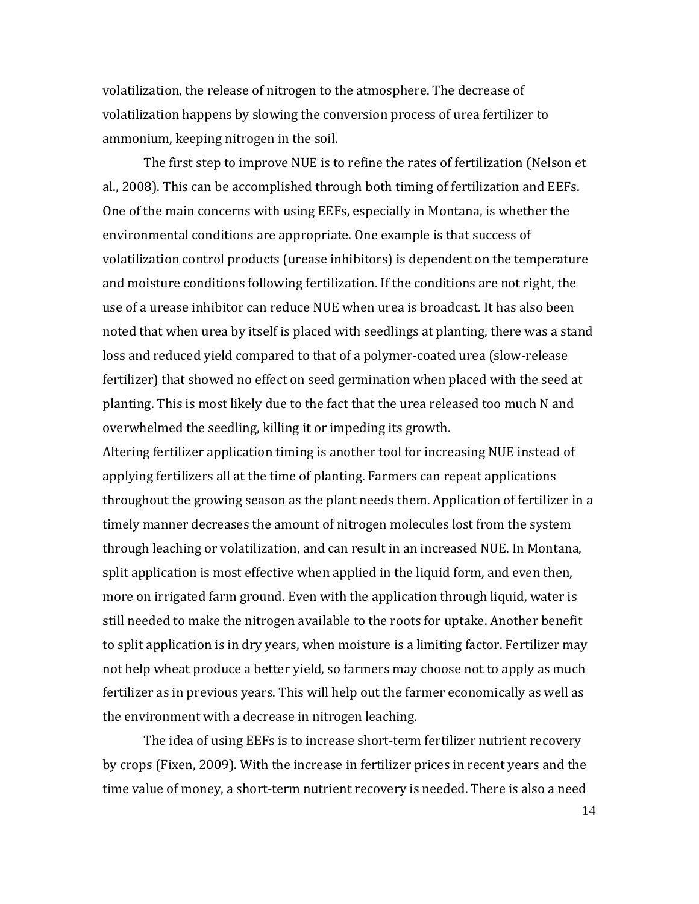volatilization, the release of nitrogen to the atmosphere. The decrease of volatilization happens by slowing the conversion process of urea fertilizer to ammonium, keeping nitrogen in the soil.

The first step to improve NUE is to refine the rates of fertilization (Nelson et al., 2008). This can be accomplished through both timing of fertilization and EEFs. One of the main concerns with using EEFs, especially in Montana, is whether the environmental conditions are appropriate. One example is that success of volatilization control products (urease inhibitors) is dependent on the temperature and moisture conditions following fertilization. If the conditions are not right, the use of a urease inhibitor can reduce NUE when urea is broadcast. It has also been noted that when urea by itself is placed with seedlings at planting, there was a stand loss and reduced yield compared to that of a polymer-coated urea (slow-release fertilizer) that showed no effect on seed germination when placed with the seed at planting. This is most likely due to the fact that the urea released too much N and overwhelmed the seedling, killing it or impeding its growth.

Altering fertilizer application timing is another tool for increasing NUE instead of applying fertilizers all at the time of planting. Farmers can repeat applications throughout the growing season as the plant needs them. Application of fertilizer in a timely manner decreases the amount of nitrogen molecules lost from the system through leaching or volatilization, and can result in an increased NUE. In Montana, split application is most effective when applied in the liquid form, and even then, more on irrigated farm ground. Even with the application through liquid, water is still needed to make the nitrogen available to the roots for uptake. Another benefit to split application is in dry years, when moisture is a limiting factor. Fertilizer may not help wheat produce a better yield, so farmers may choose not to apply as much fertilizer as in previous years. This will help out the farmer economically as well as the environment with a decrease in nitrogen leaching.

The idea of using EEFs is to increase short-term fertilizer nutrient recovery by crops (Fixen, 2009). With the increase in fertilizer prices in recent years and the time value of money, a short-term nutrient recovery is needed. There is also a need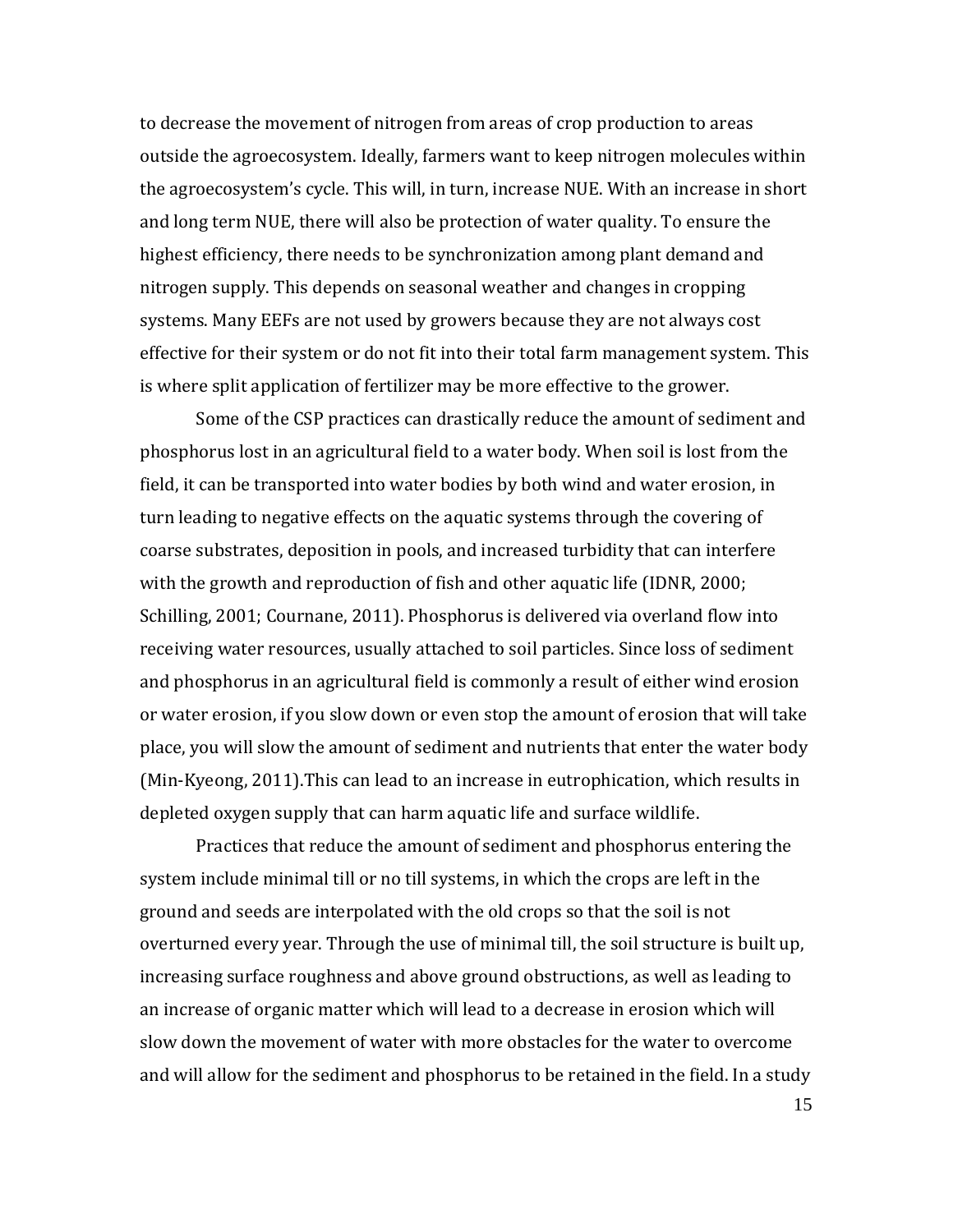to decrease the movement of nitrogen from areas of crop production to areas outside the agroecosystem. Ideally, farmers want to keep nitrogen molecules within the agroecosystem's cycle. This will, in turn, increase NUE. With an increase in short and long term NUE, there will also be protection of water quality. To ensure the highest efficiency, there needs to be synchronization among plant demand and nitrogen supply. This depends on seasonal weather and changes in cropping systems. Many EEFs are not used by growers because they are not always cost effective for their system or do not fit into their total farm management system. This is where split application of fertilizer may be more effective to the grower.

Some of the CSP practices can drastically reduce the amount of sediment and phosphorus lost in an agricultural field to a water body. When soil is lost from the field, it can be transported into water bodies by both wind and water erosion, in turn leading to negative effects on the aquatic systems through the covering of coarse substrates, deposition in pools, and increased turbidity that can interfere with the growth and reproduction of fish and other aquatic life (IDNR, 2000; Schilling, 2001; Cournane, 2011). Phosphorus is delivered via overland flow into receiving water resources, usually attached to soil particles. Since loss of sediment and phosphorus in an agricultural field is commonly a result of either wind erosion or water erosion, if you slow down or even stop the amount of erosion that will take place, you will slow the amount of sediment and nutrients that enter the water body (Min-Kyeong, 2011).This can lead to an increase in eutrophication, which results in depleted oxygen supply that can harm aquatic life and surface wildlife.

Practices that reduce the amount of sediment and phosphorus entering the system include minimal till or no till systems, in which the crops are left in the ground and seeds are interpolated with the old crops so that the soil is not overturned every year. Through the use of minimal till, the soil structure is built up, increasing surface roughness and above ground obstructions, as well as leading to an increase of organic matter which will lead to a decrease in erosion which will slow down the movement of water with more obstacles for the water to overcome and will allow for the sediment and phosphorus to be retained in the field. In a study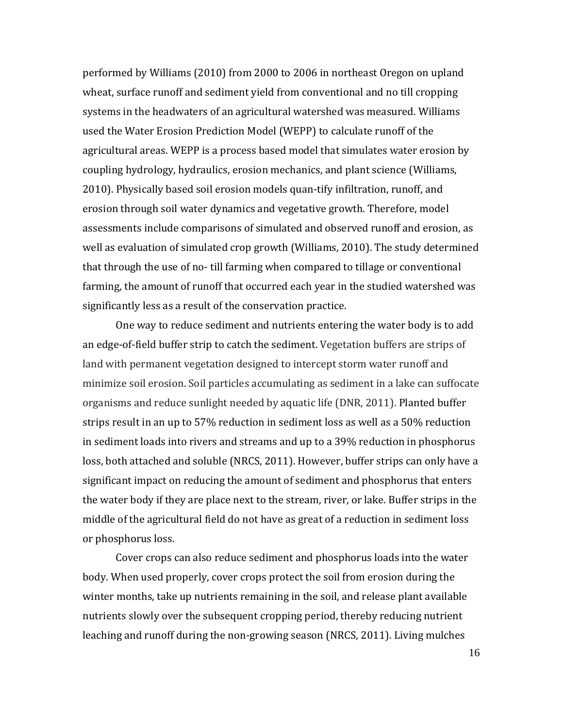performed by Williams (2010) from 2000 to 2006 in northeast Oregon on upland wheat, surface runoff and sediment yield from conventional and no till cropping systems in the headwaters of an agricultural watershed was measured. Williams used the Water Erosion Prediction Model (WEPP) to calculate runoff of the agricultural areas. WEPP is a process based model that simulates water erosion by coupling hydrology, hydraulics, erosion mechanics, and plant science (Williams, 2010). Physically based soil erosion models quan-tify infiltration, runoff, and erosion through soil water dynamics and vegetative growth. Therefore, model assessments include comparisons of simulated and observed runoff and erosion, as well as evaluation of simulated crop growth (Williams, 2010). The study determined that through the use of no- till farming when compared to tillage or conventional farming, the amount of runoff that occurred each year in the studied watershed was significantly less as a result of the conservation practice.

One way to reduce sediment and nutrients entering the water body is to add an edge-of-field buffer strip to catch the sediment. Vegetation buffers are strips of land with permanent vegetation designed to intercept storm water runoff and minimize soil erosion. Soil particles accumulating as sediment in a lake can suffocate organisms and reduce sunlight needed by aquatic life (DNR, 2011). Planted buffer strips result in an up to 57% reduction in sediment loss as well as a 50% reduction in sediment loads into rivers and streams and up to a 39% reduction in phosphorus loss, both attached and soluble (NRCS, 2011). However, buffer strips can only have a significant impact on reducing the amount of sediment and phosphorus that enters the water body if they are place next to the stream, river, or lake. Buffer strips in the middle of the agricultural field do not have as great of a reduction in sediment loss or phosphorus loss.

Cover crops can also reduce sediment and phosphorus loads into the water body. When used properly, cover crops protect the soil from erosion during the winter months, take up nutrients remaining in the soil, and release plant available nutrients slowly over the subsequent cropping period, thereby reducing nutrient leaching and runoff during the non-growing season (NRCS, 2011). Living mulches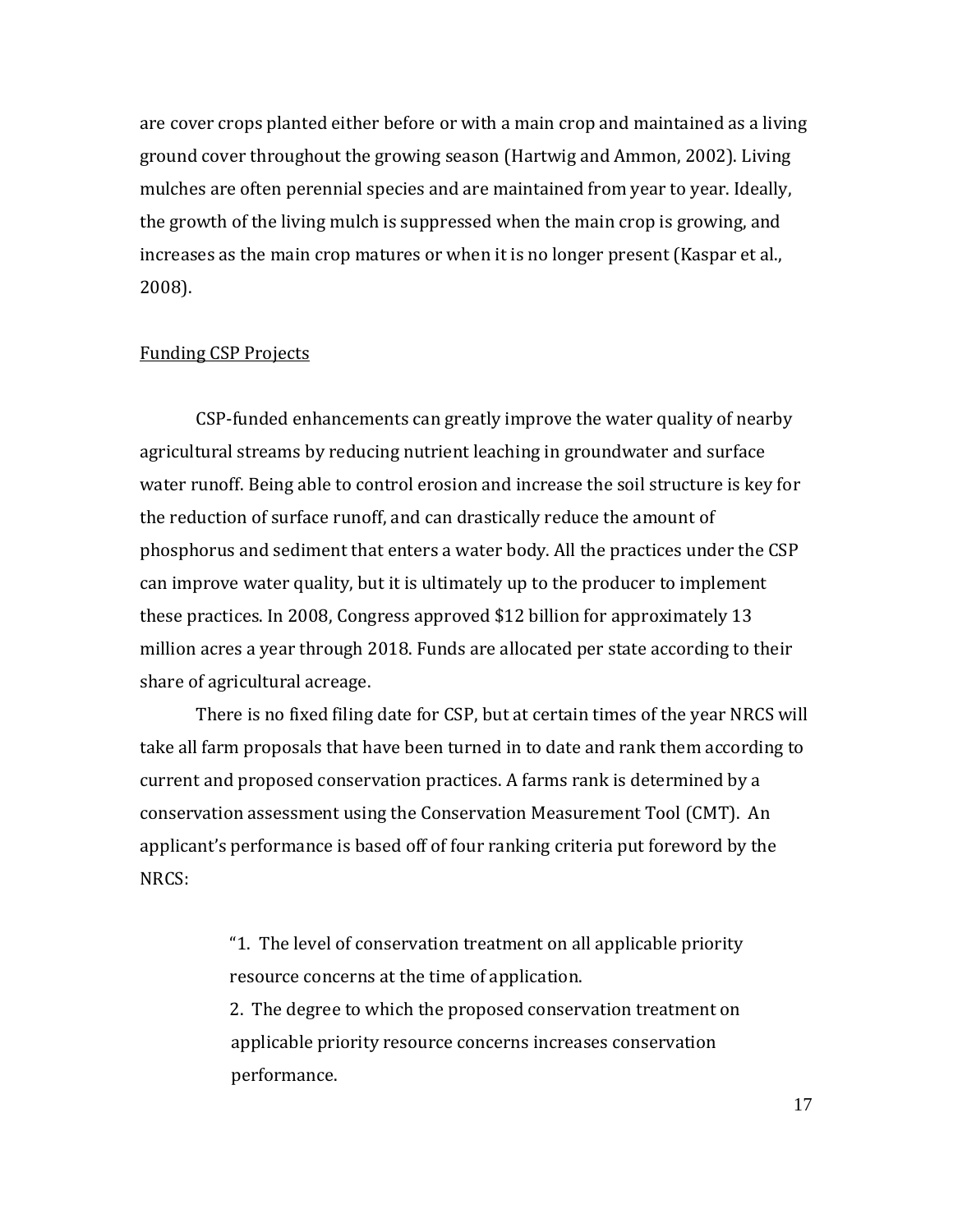are cover crops planted either before or with a main crop and maintained as a living ground cover throughout the growing season (Hartwig and Ammon, 2002). Living mulches are often perennial species and are maintained from year to year. Ideally, the growth of the living mulch is suppressed when the main crop is growing, and increases as the main crop matures or when it is no longer present (Kaspar et al., 2008).

## Funding CSP Projects

CSP-funded enhancements can greatly improve the water quality of nearby agricultural streams by reducing nutrient leaching in groundwater and surface water runoff. Being able to control erosion and increase the soil structure is key for the reduction of surface runoff, and can drastically reduce the amount of phosphorus and sediment that enters a water body. All the practices under the CSP can improve water quality, but it is ultimately up to the producer to implement these practices. In 2008, Congress approved $12 billion for approximately 13 million acres a year through 2018. Funds are allocated per state according to their share of agricultural acreage.

There is no fixed filing date for CSP, but at certain times of the year NRCS will take all farm proposals that have been turned in to date and rank them according to current and proposed conservation practices. A farms rank is determined by a conservation assessment using the Conservation Measurement Tool (CMT). An applicant's performance is based off of four ranking criteria put foreword by the NRCS:

> "1. The level of conservation treatment on all applicable priority resource concerns at the time of application.
> 2. The degree to which the proposed conservation treatment on applicable priority resource concerns increases conservation performance.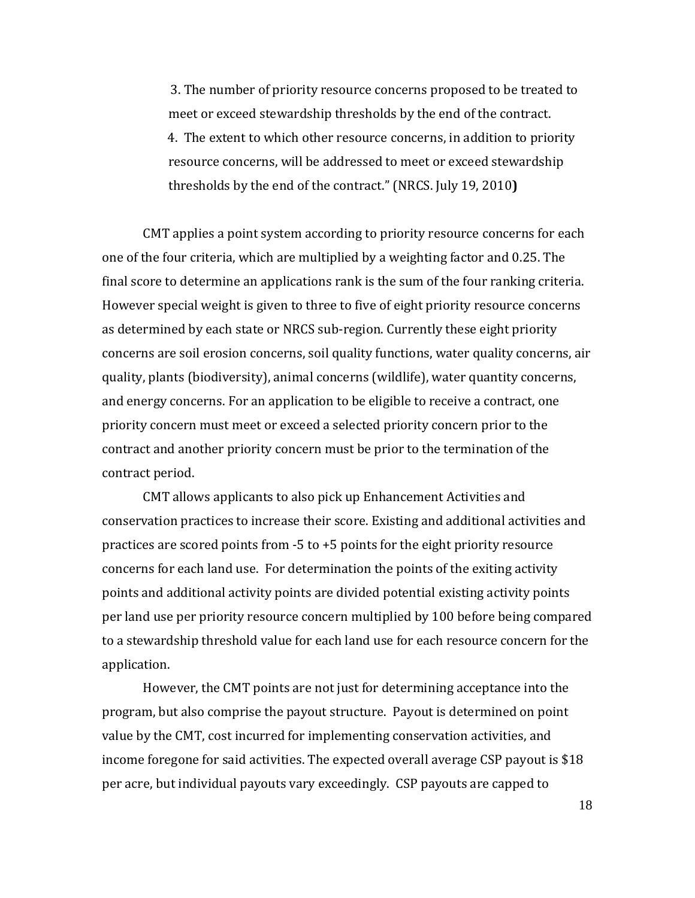3. The number of priority resource concerns proposed to be treated to meet or exceed stewardship thresholds by the end of the contract.

4. The extent to which other resource concerns, in addition to priority resource concerns, will be addressed to meet or exceed stewardship thresholds by the end of the contract." (NRCS. July 19, 2010**)**

CMT applies a point system according to priority resource concerns for each one of the four criteria, which are multiplied by a weighting factor and 0.25. The final score to determine an applications rank is the sum of the four ranking criteria. However special weight is given to three to five of eight priority resource concerns as determined by each state or NRCS sub-region. Currently these eight priority concerns are soil erosion concerns, soil quality functions, water quality concerns, air quality, plants (biodiversity), animal concerns (wildlife), water quantity concerns, and energy concerns. For an application to be eligible to receive a contract, one priority concern must meet or exceed a selected priority concern prior to the contract and another priority concern must be prior to the termination of the contract period.

CMT allows applicants to also pick up Enhancement Activities and conservation practices to increase their score. Existing and additional activities and practices are scored points from -5 to +5 points for the eight priority resource concerns for each land use. For determination the points of the exiting activity points and additional activity points are divided potential existing activity points per land use per priority resource concern multiplied by 100 before being compared to a stewardship threshold value for each land use for each resource concern for the application.

However, the CMT points are not just for determining acceptance into the program, but also comprise the payout structure. Payout is determined on point value by the CMT, cost incurred for implementing conservation activities, and income foregone for said activities. The expected overall average CSP payout is $18 per acre, but individual payouts vary exceedingly. CSP payouts are capped to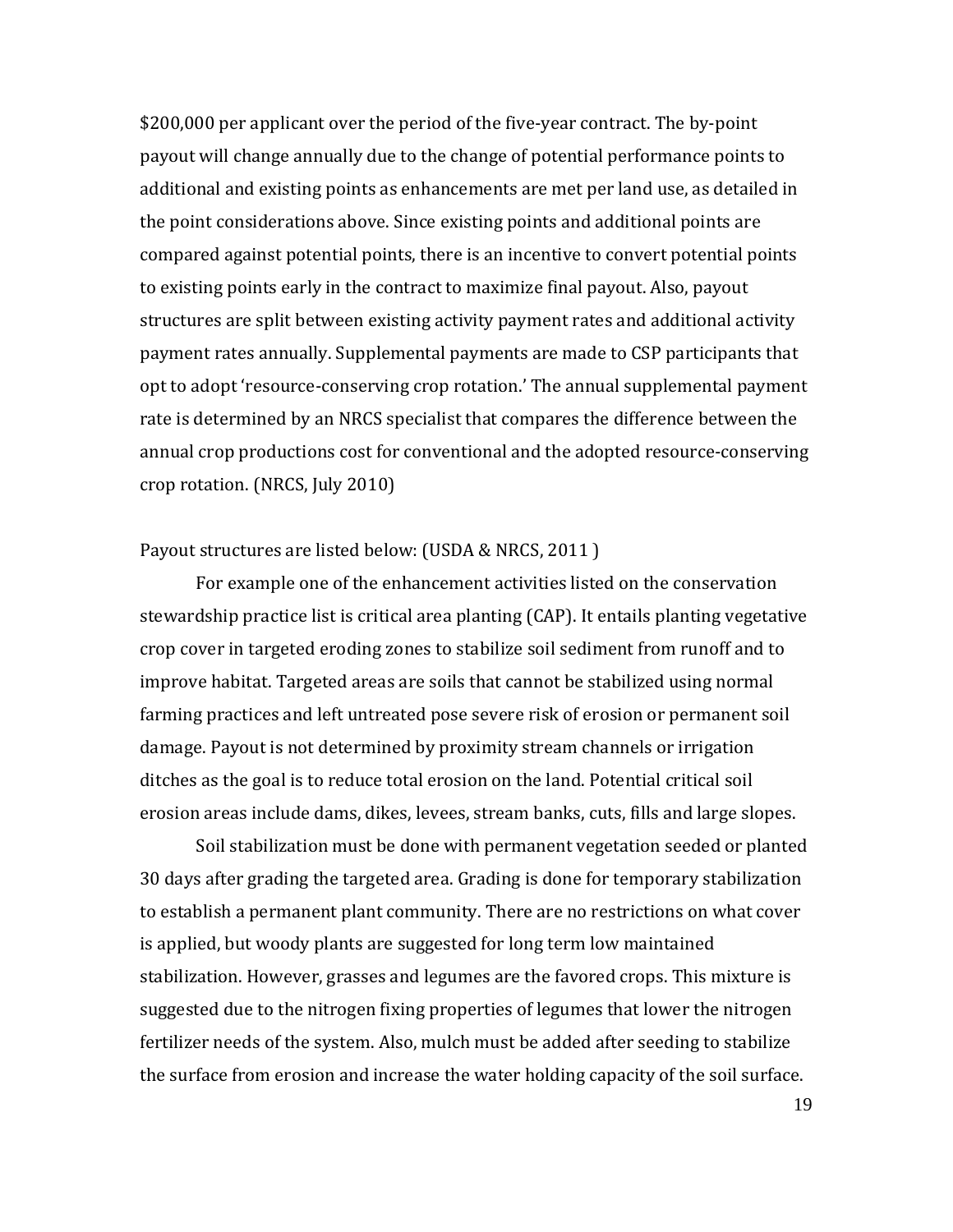$200,000 per applicant over the period of the five-year contract. The by-point payout will change annually due to the change of potential performance points to additional and existing points as enhancements are met per land use, as detailed in the point considerations above. Since existing points and additional points are compared against potential points, there is an incentive to convert potential points to existing points early in the contract to maximize final payout. Also, payout structures are split between existing activity payment rates and additional activity payment rates annually. Supplemental payments are made to CSP participants that opt to adopt 'resource-conserving crop rotation.' The annual supplemental payment rate is determined by an NRCS specialist that compares the difference between the annual crop productions cost for conventional and the adopted resource-conserving crop rotation. (NRCS, July 2010)

Payout structures are listed below: (USDA & NRCS, 2011 )

For example one of the enhancement activities listed on the conservation stewardship practice list is critical area planting (CAP). It entails planting vegetative crop cover in targeted eroding zones to stabilize soil sediment from runoff and to improve habitat. Targeted areas are soils that cannot be stabilized using normal farming practices and left untreated pose severe risk of erosion or permanent soil damage. Payout is not determined by proximity stream channels or irrigation ditches as the goal is to reduce total erosion on the land. Potential critical soil erosion areas include dams, dikes, levees, stream banks, cuts, fills and large slopes.

Soil stabilization must be done with permanent vegetation seeded or planted 30 days after grading the targeted area. Grading is done for temporary stabilization to establish a permanent plant community. There are no restrictions on what cover is applied, but woody plants are suggested for long term low maintained stabilization. However, grasses and legumes are the favored crops. This mixture is suggested due to the nitrogen fixing properties of legumes that lower the nitrogen fertilizer needs of the system. Also, mulch must be added after seeding to stabilize the surface from erosion and increase the water holding capacity of the soil surface.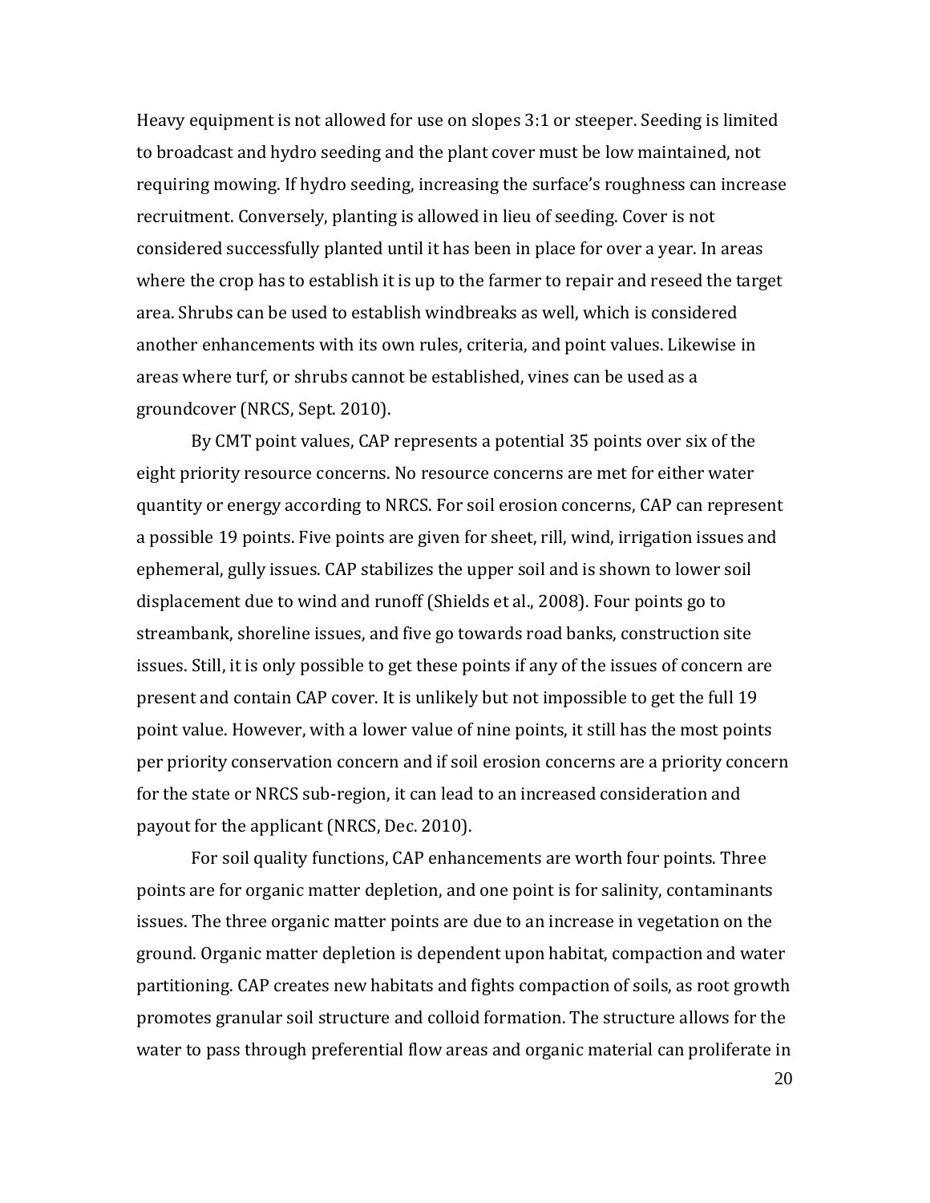Heavy equipment is not allowed for use on slopes 3:1 or steeper. Seeding is limited to broadcast and hydro seeding and the plant cover must be low maintained, not requiring mowing. If hydro seeding, increasing the surface's roughness can increase recruitment. Conversely, planting is allowed in lieu of seeding. Cover is not considered successfully planted until it has been in place for over a year. In areas where the crop has to establish it is up to the farmer to repair and reseed the target area. Shrubs can be used to establish windbreaks as well, which is considered another enhancements with its own rules, criteria, and point values. Likewise in areas where turf, or shrubs cannot be established, vines can be used as a groundcover (NRCS, Sept. 2010).

By CMT point values, CAP represents a potential 35 points over six of the eight priority resource concerns. No resource concerns are met for either water quantity or energy according to NRCS. For soil erosion concerns, CAP can represent a possible 19 points. Five points are given for sheet, rill, wind, irrigation issues and ephemeral, gully issues. CAP stabilizes the upper soil and is shown to lower soil displacement due to wind and runoff (Shields et al., 2008). Four points go to streambank, shoreline issues, and five go towards road banks, construction site issues. Still, it is only possible to get these points if any of the issues of concern are present and contain CAP cover. It is unlikely but not impossible to get the full 19 point value. However, with a lower value of nine points, it still has the most points per priority conservation concern and if soil erosion concerns are a priority concern for the state or NRCS sub-region, it can lead to an increased consideration and payout for the applicant (NRCS, Dec. 2010).

For soil quality functions, CAP enhancements are worth four points. Three points are for organic matter depletion, and one point is for salinity, contaminants issues. The three organic matter points are due to an increase in vegetation on the ground. Organic matter depletion is dependent upon habitat, compaction and water partitioning. CAP creates new habitats and fights compaction of soils, as root growth promotes granular soil structure and colloid formation. The structure allows for the water to pass through preferential flow areas and organic material can proliferate in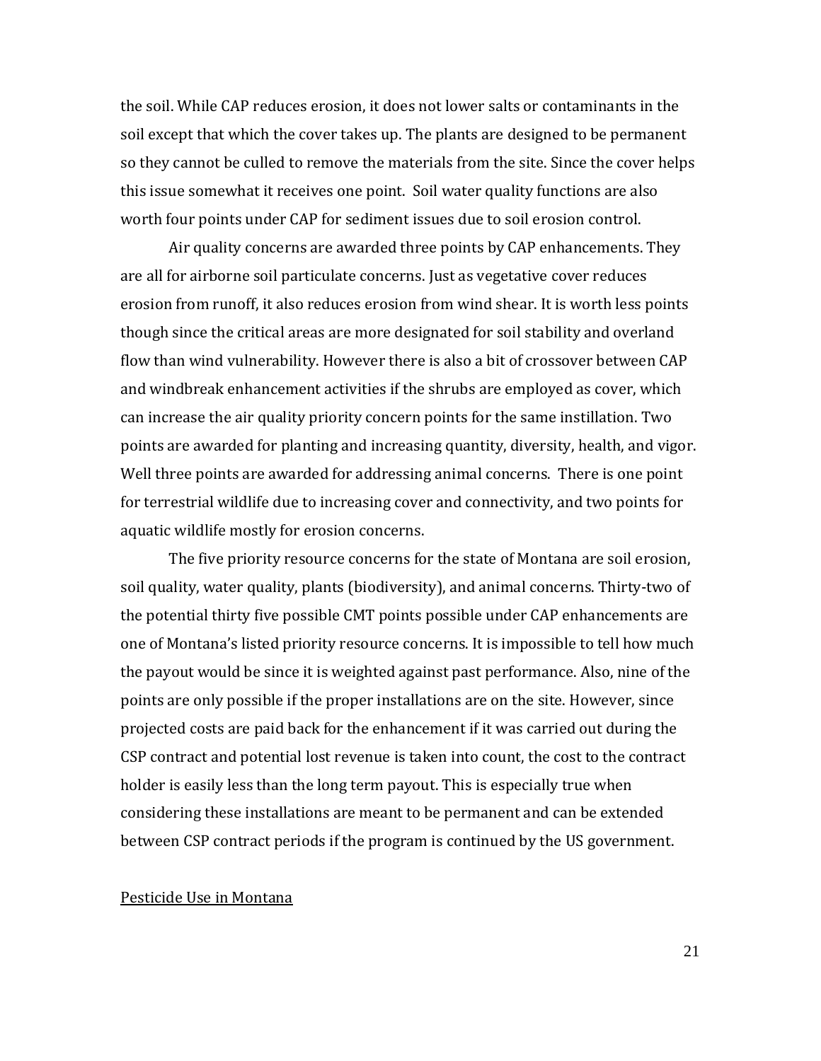the soil. While CAP reduces erosion, it does not lower salts or contaminants in the soil except that which the cover takes up. The plants are designed to be permanent so they cannot be culled to remove the materials from the site. Since the cover helps this issue somewhat it receives one point. Soil water quality functions are also worth four points under CAP for sediment issues due to soil erosion control.

Air quality concerns are awarded three points by CAP enhancements. They are all for airborne soil particulate concerns. Just as vegetative cover reduces erosion from runoff, it also reduces erosion from wind shear. It is worth less points though since the critical areas are more designated for soil stability and overland flow than wind vulnerability. However there is also a bit of crossover between CAP and windbreak enhancement activities if the shrubs are employed as cover, which can increase the air quality priority concern points for the same instillation. Two points are awarded for planting and increasing quantity, diversity, health, and vigor. Well three points are awarded for addressing animal concerns. There is one point for terrestrial wildlife due to increasing cover and connectivity, and two points for aquatic wildlife mostly for erosion concerns.

The five priority resource concerns for the state of Montana are soil erosion, soil quality, water quality, plants (biodiversity), and animal concerns. Thirty-two of the potential thirty five possible CMT points possible under CAP enhancements are one of Montana's listed priority resource concerns. It is impossible to tell how much the payout would be since it is weighted against past performance. Also, nine of the points are only possible if the proper installations are on the site. However, since projected costs are paid back for the enhancement if it was carried out during the CSP contract and potential lost revenue is taken into count, the cost to the contract holder is easily less than the long term payout. This is especially true when considering these installations are meant to be permanent and can be extended between CSP contract periods if the program is continued by the US government.

Pesticide Use in Montana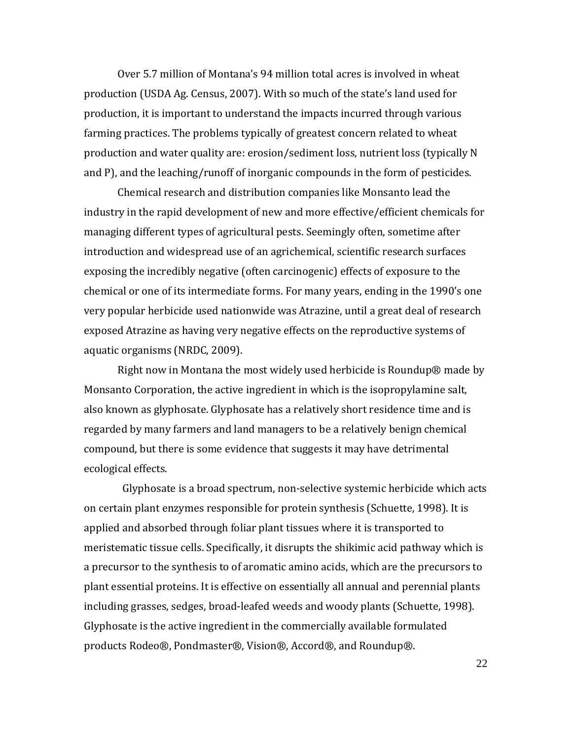Over 5.7 million of Montana's 94 million total acres is involved in wheat production (USDA Ag. Census, 2007). With so much of the state's land used for production, it is important to understand the impacts incurred through various farming practices. The problems typically of greatest concern related to wheat production and water quality are: erosion/sediment loss, nutrient loss (typically N and P), and the leaching/runoff of inorganic compounds in the form of pesticides.

Chemical research and distribution companies like Monsanto lead the industry in the rapid development of new and more effective/efficient chemicals for managing different types of agricultural pests. Seemingly often, sometime after introduction and widespread use of an agrichemical, scientific research surfaces exposing the incredibly negative (often carcinogenic) effects of exposure to the chemical or one of its intermediate forms. For many years, ending in the 1990's one very popular herbicide used nationwide was Atrazine, until a great deal of research exposed Atrazine as having very negative effects on the reproductive systems of aquatic organisms (NRDC, 2009).

Right now in Montana the most widely used herbicide is Roundup® made by Monsanto Corporation, the active ingredient in which is the isopropylamine salt, also known as glyphosate. Glyphosate has a relatively short residence time and is regarded by many farmers and land managers to be a relatively benign chemical compound, but there is some evidence that suggests it may have detrimental ecological effects.

Glyphosate is a broad spectrum, non-selective systemic herbicide which acts on certain plant enzymes responsible for protein synthesis (Schuette, 1998). It is applied and absorbed through foliar plant tissues where it is transported to meristematic tissue cells. Specifically, it disrupts the shikimic acid pathway which is a precursor to the synthesis to of aromatic amino acids, which are the precursors to plant essential proteins. It is effective on essentially all annual and perennial plants including grasses, sedges, broad-leafed weeds and woody plants (Schuette, 1998). Glyphosate is the active ingredient in the commercially available formulated products Rodeo®, Pondmaster®, Vision®, Accord®, and Roundup®.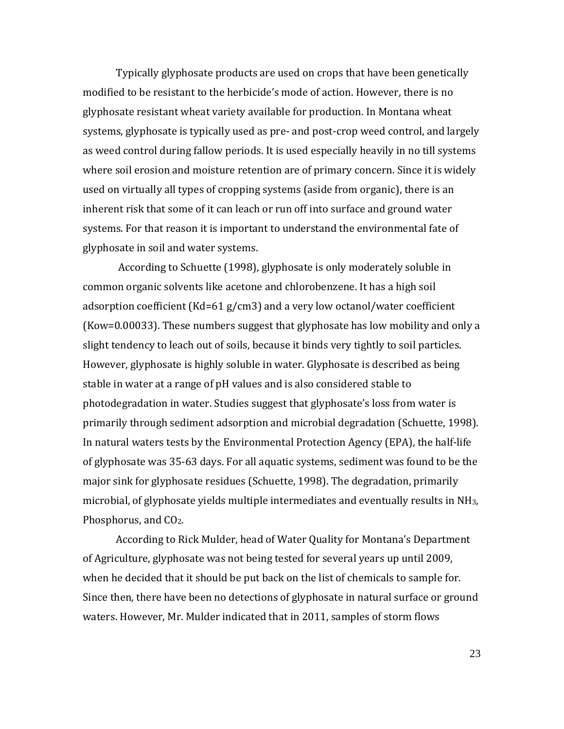Typically glyphosate products are used on crops that have been genetically modified to be resistant to the herbicide's mode of action. However, there is no glyphosate resistant wheat variety available for production. In Montana wheat systems, glyphosate is typically used as pre- and post-crop weed control, and largely as weed control during fallow periods. It is used especially heavily in no till systems where soil erosion and moisture retention are of primary concern. Since it is widely used on virtually all types of cropping systems (aside from organic), there is an inherent risk that some of it can leach or run off into surface and ground water systems. For that reason it is important to understand the environmental fate of glyphosate in soil and water systems.

According to Schuette (1998), glyphosate is only moderately soluble in common organic solvents like acetone and chlorobenzene. It has a high soil adsorption coefficient (Kd=61 g/cm3) and a very low octanol/water coefficient (Kow=0.00033). These numbers suggest that glyphosate has low mobility and only a slight tendency to leach out of soils, because it binds very tightly to soil particles. However, glyphosate is highly soluble in water. Glyphosate is described as being stable in water at a range of pH values and is also considered stable to photodegradation in water. Studies suggest that glyphosate's loss from water is primarily through sediment adsorption and microbial degradation (Schuette, 1998). In natural waters tests by the Environmental Protection Agency (EPA), the half-life of glyphosate was 35-63 days. For all aquatic systems, sediment was found to be the major sink for glyphosate residues (Schuette, 1998). The degradation, primarily microbial, of glyphosate yields multiple intermediates and eventually results in $NH_3$, Phosphorus, and $CO_2$.

According to Rick Mulder, head of Water Quality for Montana's Department of Agriculture, glyphosate was not being tested for several years up until 2009, when he decided that it should be put back on the list of chemicals to sample for. Since then, there have been no detections of glyphosate in natural surface or ground waters. However, Mr. Mulder indicated that in 2011, samples of storm flows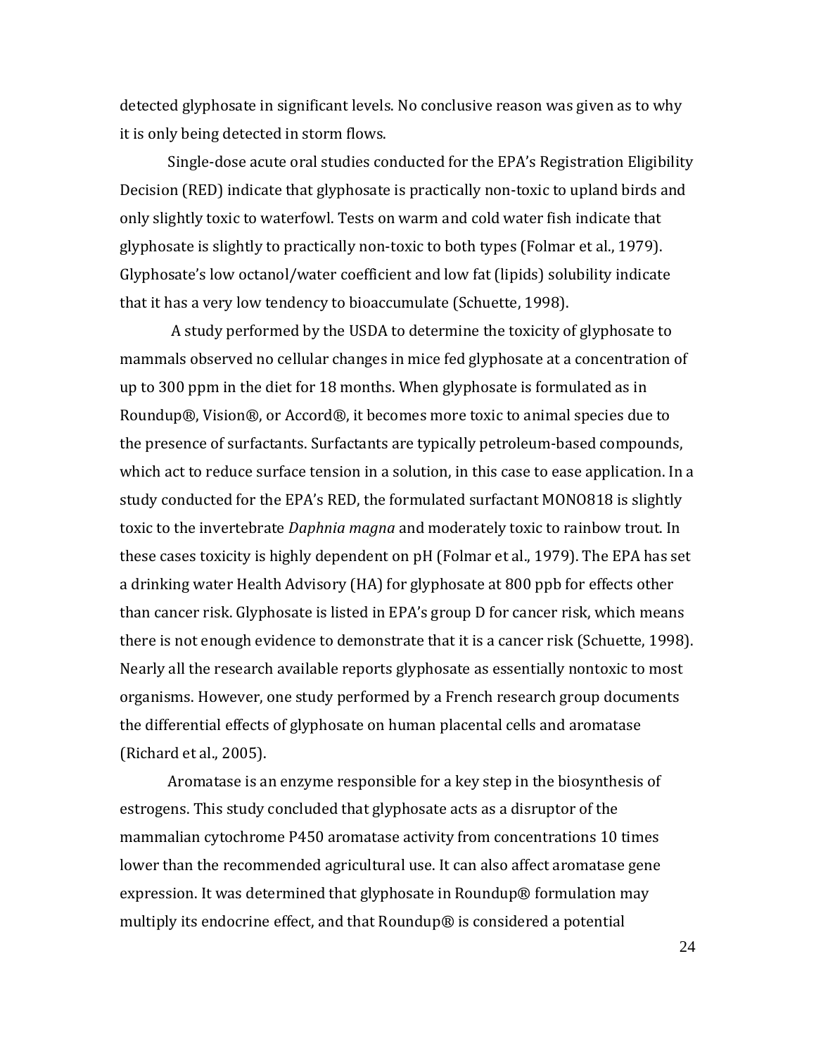detected glyphosate in significant levels. No conclusive reason was given as to why it is only being detected in storm flows.

Single-dose acute oral studies conducted for the EPA's Registration Eligibility Decision (RED) indicate that glyphosate is practically non-toxic to upland birds and only slightly toxic to waterfowl. Tests on warm and cold water fish indicate that glyphosate is slightly to practically non-toxic to both types (Folmar et al., 1979). Glyphosate's low octanol/water coefficient and low fat (lipids) solubility indicate that it has a very low tendency to bioaccumulate (Schuette, 1998).

A study performed by the USDA to determine the toxicity of glyphosate to mammals observed no cellular changes in mice fed glyphosate at a concentration of up to 300 ppm in the diet for 18 months. When glyphosate is formulated as in Roundup®, Vision®, or Accord®, it becomes more toxic to animal species due to the presence of surfactants. Surfactants are typically petroleum-based compounds, which act to reduce surface tension in a solution, in this case to ease application. In a study conducted for the EPA's RED, the formulated surfactant MONO818 is slightly toxic to the invertebrate *Daphnia magna* and moderately toxic to rainbow trout. In these cases toxicity is highly dependent on pH (Folmar et al., 1979). The EPA has set a drinking water Health Advisory (HA) for glyphosate at 800 ppb for effects other than cancer risk. Glyphosate is listed in EPA's group D for cancer risk, which means there is not enough evidence to demonstrate that it is a cancer risk (Schuette, 1998). Nearly all the research available reports glyphosate as essentially nontoxic to most organisms. However, one study performed by a French research group documents the differential effects of glyphosate on human placental cells and aromatase (Richard et al., 2005).

Aromatase is an enzyme responsible for a key step in the biosynthesis of estrogens. This study concluded that glyphosate acts as a disruptor of the mammalian cytochrome P450 aromatase activity from concentrations 10 times lower than the recommended agricultural use. It can also affect aromatase gene expression. It was determined that glyphosate in Roundup® formulation may multiply its endocrine effect, and that Roundup® is considered a potential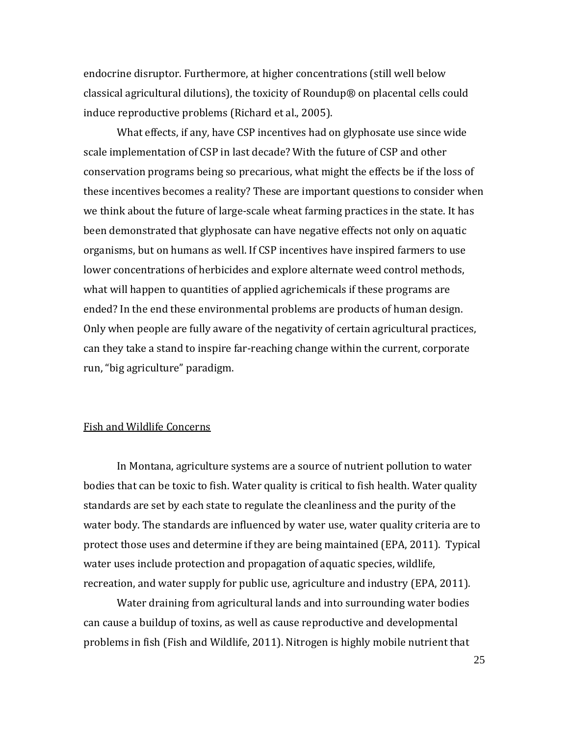endocrine disruptor. Furthermore, at higher concentrations (still well below classical agricultural dilutions), the toxicity of Roundup® on placental cells could induce reproductive problems (Richard et al., 2005).

What effects, if any, have CSP incentives had on glyphosate use since wide scale implementation of CSP in last decade? With the future of CSP and other conservation programs being so precarious, what might the effects be if the loss of these incentives becomes a reality? These are important questions to consider when we think about the future of large-scale wheat farming practices in the state. It has been demonstrated that glyphosate can have negative effects not only on aquatic organisms, but on humans as well. If CSP incentives have inspired farmers to use lower concentrations of herbicides and explore alternate weed control methods, what will happen to quantities of applied agrichemicals if these programs are ended? In the end these environmental problems are products of human design. Only when people are fully aware of the negativity of certain agricultural practices, can they take a stand to inspire far-reaching change within the current, corporate run, "big agriculture" paradigm.

## Fish and Wildlife Concerns

In Montana, agriculture systems are a source of nutrient pollution to water bodies that can be toxic to fish. Water quality is critical to fish health. Water quality standards are set by each state to regulate the cleanliness and the purity of the water body. The standards are influenced by water use, water quality criteria are to protect those uses and determine if they are being maintained (EPA, 2011). Typical water uses include protection and propagation of aquatic species, wildlife, recreation, and water supply for public use, agriculture and industry (EPA, 2011).

Water draining from agricultural lands and into surrounding water bodies can cause a buildup of toxins, as well as cause reproductive and developmental problems in fish (Fish and Wildlife, 2011). Nitrogen is highly mobile nutrient that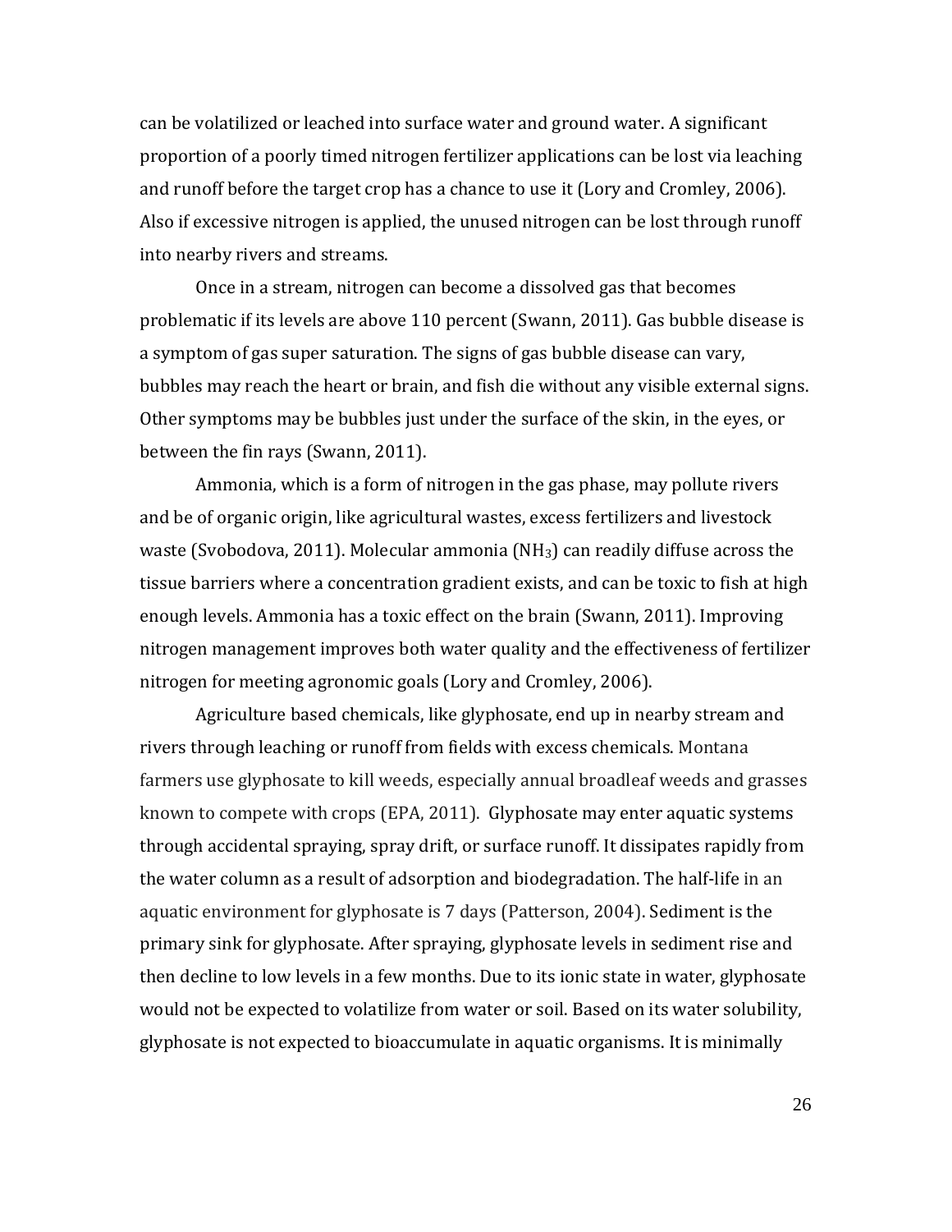can be volatilized or leached into surface water and ground water. A significant proportion of a poorly timed nitrogen fertilizer applications can be lost via leaching and runoff before the target crop has a chance to use it (Lory and Cromley, 2006). Also if excessive nitrogen is applied, the unused nitrogen can be lost through runoff into nearby rivers and streams.

Once in a stream, nitrogen can become a dissolved gas that becomes problematic if its levels are above 110 percent (Swann, 2011). Gas bubble disease is a symptom of gas super saturation. The signs of gas bubble disease can vary, bubbles may reach the heart or brain, and fish die without any visible external signs. Other symptoms may be bubbles just under the surface of the skin, in the eyes, or between the fin rays (Swann, 2011).

Ammonia, which is a form of nitrogen in the gas phase, may pollute rivers and be of organic origin, like agricultural wastes, excess fertilizers and livestock waste (Svobodova, 2011). Molecular ammonia ($NH_3$) can readily diffuse across the tissue barriers where a concentration gradient exists, and can be toxic to fish at high enough levels. Ammonia has a toxic effect on the brain (Swann, 2011). Improving nitrogen management improves both water quality and the effectiveness of fertilizer nitrogen for meeting agronomic goals (Lory and Cromley, 2006).

Agriculture based chemicals, like glyphosate, end up in nearby stream and rivers through leaching or runoff from fields with excess chemicals. Montana farmers use glyphosate to kill weeds, especially annual broadleaf weeds and grasses known to compete with crops (EPA, 2011). Glyphosate may enter aquatic systems through accidental spraying, spray drift, or surface runoff. It dissipates rapidly from the water column as a result of adsorption and biodegradation. The half-life in an aquatic environment for glyphosate is 7 days (Patterson, 2004). Sediment is the primary sink for glyphosate. After spraying, glyphosate levels in sediment rise and then decline to low levels in a few months. Due to its ionic state in water, glyphosate would not be expected to volatilize from water or soil. Based on its water solubility, glyphosate is not expected to bioaccumulate in aquatic organisms. It is minimally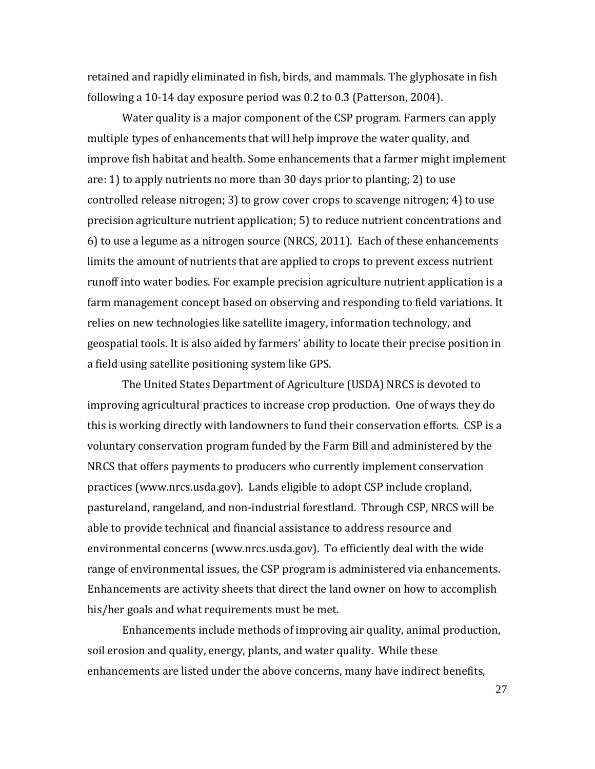retained and rapidly eliminated in fish, birds, and mammals. The glyphosate in fish following a 10-14 day exposure period was 0.2 to 0.3 (Patterson, 2004).

Water quality is a major component of the CSP program. Farmers can apply multiple types of enhancements that will help improve the water quality, and improve fish habitat and health. Some enhancements that a farmer might implement are: 1) to apply nutrients no more than 30 days prior to planting; 2) to use controlled release nitrogen; 3) to grow cover crops to scavenge nitrogen; 4) to use precision agriculture nutrient application; 5) to reduce nutrient concentrations and 6) to use a legume as a nitrogen source (NRCS, 2011). Each of these enhancements limits the amount of nutrients that are applied to crops to prevent excess nutrient runoff into water bodies. For example precision agriculture nutrient application is a farm management concept based on observing and responding to field variations. It relies on new technologies like satellite imagery, information technology, and geospatial tools. It is also aided by farmers' ability to locate their precise position in a field using satellite positioning system like GPS.

The United States Department of Agriculture (USDA) NRCS is devoted to improving agricultural practices to increase crop production. One of ways they do this is working directly with landowners to fund their conservation efforts. CSP is a voluntary conservation program funded by the Farm Bill and administered by the NRCS that offers payments to producers who currently implement conservation practices (www.nrcs.usda.gov). Lands eligible to adopt CSP include cropland, pastureland, rangeland, and non-industrial forestland. Through CSP, NRCS will be able to provide technical and financial assistance to address resource and environmental concerns (www.nrcs.usda.gov). To efficiently deal with the wide range of environmental issues, the CSP program is administered via enhancements. Enhancements are activity sheets that direct the land owner on how to accomplish his/her goals and what requirements must be met.

Enhancements include methods of improving air quality, animal production, soil erosion and quality, energy, plants, and water quality. While these enhancements are listed under the above concerns, many have indirect benefits,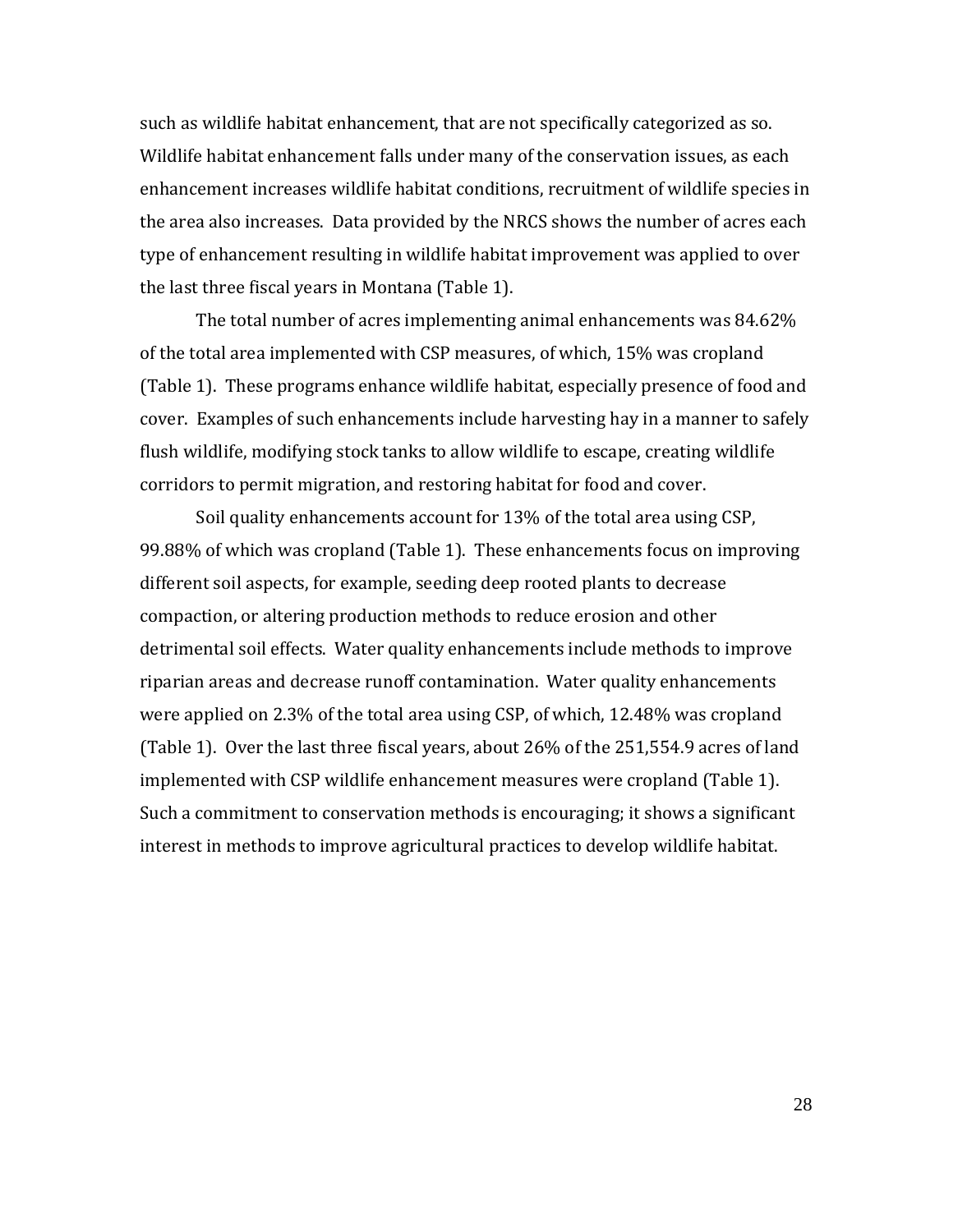such as wildlife habitat enhancement, that are not specifically categorized as so. Wildlife habitat enhancement falls under many of the conservation issues, as each enhancement increases wildlife habitat conditions, recruitment of wildlife species in the area also increases. Data provided by the NRCS shows the number of acres each type of enhancement resulting in wildlife habitat improvement was applied to over the last three fiscal years in Montana (Table 1).

The total number of acres implementing animal enhancements was 84.62% of the total area implemented with CSP measures, of which, 15% was cropland (Table 1). These programs enhance wildlife habitat, especially presence of food and cover. Examples of such enhancements include harvesting hay in a manner to safely flush wildlife, modifying stock tanks to allow wildlife to escape, creating wildlife corridors to permit migration, and restoring habitat for food and cover.

Soil quality enhancements account for 13% of the total area using CSP, 99.88% of which was cropland (Table 1). These enhancements focus on improving different soil aspects, for example, seeding deep rooted plants to decrease compaction, or altering production methods to reduce erosion and other detrimental soil effects. Water quality enhancements include methods to improve riparian areas and decrease runoff contamination. Water quality enhancements were applied on 2.3% of the total area using CSP, of which, 12.48% was cropland (Table 1). Over the last three fiscal years, about 26% of the 251,554.9 acres of land implemented with CSP wildlife enhancement measures were cropland (Table 1). Such a commitment to conservation methods is encouraging; it shows a significant interest in methods to improve agricultural practices to develop wildlife habitat.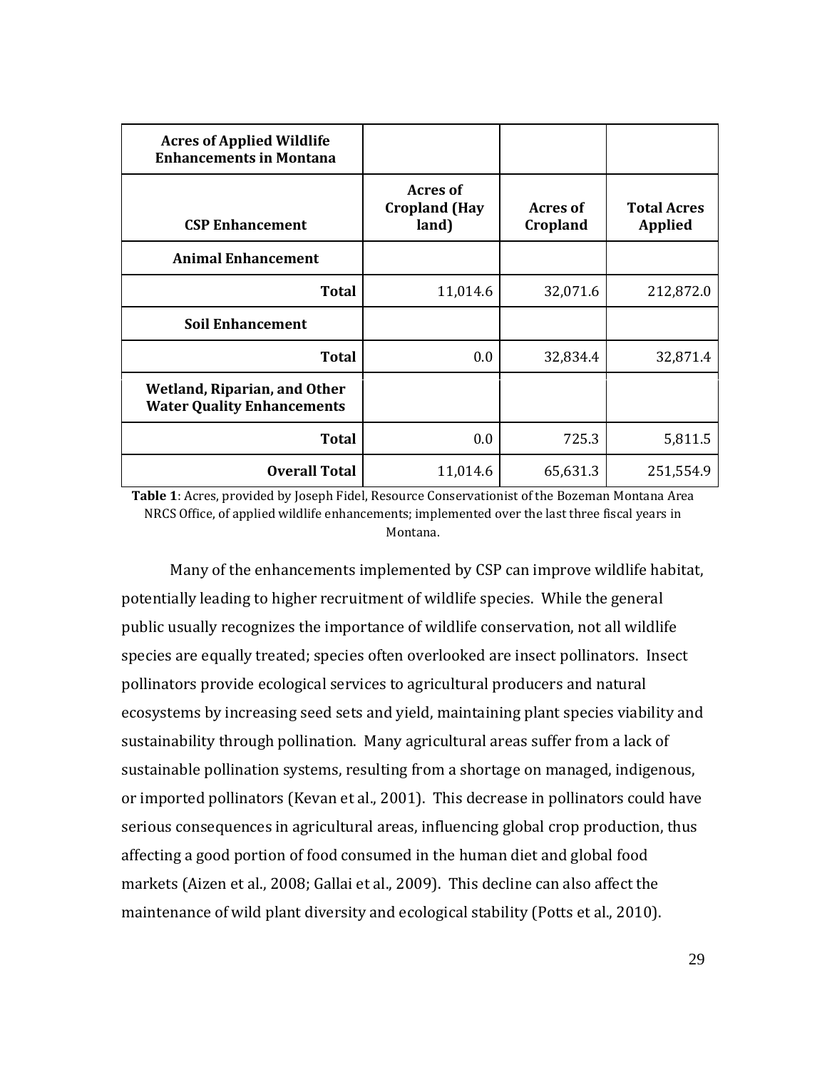| Acres of Applied Wildlife Enhancements in Montana | | | |
|---|---|---|---|
| **CSP Enhancement** | **Acres of Cropland (Hay land)** | **Acres of Cropland** | **Total Acres Applied** |
| **Animal Enhancement** | | | |
| **Total** | 11,014.6 | 32,071.6 | 212,872.0 |
| **Soil Enhancement** | | | |
| **Total** | 0.0 | 32,834.4 | 32,871.4 |
| **Wetland, Riparian, and Other Water Quality Enhancements** | | | |
| **Total** | 0.0 | 725.3 | 5,811.5 |
| **Overall Total** | 11,014.6 | 65,631.3 | 251,554.9 |

**Table 1**: Acres, provided by Joseph Fidel, Resource Conservationist of the Bozeman Montana Area NRCS Office, of applied wildlife enhancements; implemented over the last three fiscal years in Montana.

Many of the enhancements implemented by CSP can improve wildlife habitat, potentially leading to higher recruitment of wildlife species. While the general public usually recognizes the importance of wildlife conservation, not all wildlife species are equally treated; species often overlooked are insect pollinators. Insect pollinators provide ecological services to agricultural producers and natural ecosystems by increasing seed sets and yield, maintaining plant species viability and sustainability through pollination. Many agricultural areas suffer from a lack of sustainable pollination systems, resulting from a shortage on managed, indigenous, or imported pollinators (Kevan et al., 2001). This decrease in pollinators could have serious consequences in agricultural areas, influencing global crop production, thus affecting a good portion of food consumed in the human diet and global food markets (Aizen et al., 2008; Gallai et al., 2009). This decline can also affect the maintenance of wild plant diversity and ecological stability (Potts et al., 2010).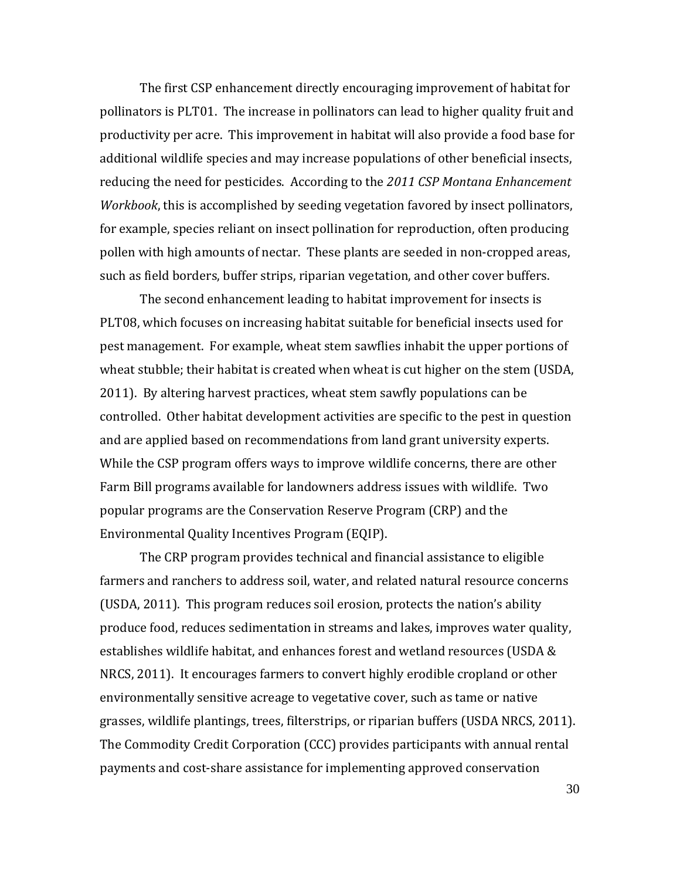The first CSP enhancement directly encouraging improvement of habitat for pollinators is PLT01. The increase in pollinators can lead to higher quality fruit and productivity per acre. This improvement in habitat will also provide a food base for additional wildlife species and may increase populations of other beneficial insects, reducing the need for pesticides. According to the *2011 CSP Montana Enhancement Workbook*, this is accomplished by seeding vegetation favored by insect pollinators, for example, species reliant on insect pollination for reproduction, often producing pollen with high amounts of nectar. These plants are seeded in non-cropped areas, such as field borders, buffer strips, riparian vegetation, and other cover buffers.

The second enhancement leading to habitat improvement for insects is PLT08, which focuses on increasing habitat suitable for beneficial insects used for pest management. For example, wheat stem sawflies inhabit the upper portions of wheat stubble; their habitat is created when wheat is cut higher on the stem (USDA, 2011). By altering harvest practices, wheat stem sawfly populations can be controlled. Other habitat development activities are specific to the pest in question and are applied based on recommendations from land grant university experts. While the CSP program offers ways to improve wildlife concerns, there are other Farm Bill programs available for landowners address issues with wildlife. Two popular programs are the Conservation Reserve Program (CRP) and the Environmental Quality Incentives Program (EQIP).

The CRP program provides technical and financial assistance to eligible farmers and ranchers to address soil, water, and related natural resource concerns (USDA, 2011). This program reduces soil erosion, protects the nation's ability produce food, reduces sedimentation in streams and lakes, improves water quality, establishes wildlife habitat, and enhances forest and wetland resources (USDA & NRCS, 2011). It encourages farmers to convert highly erodible cropland or other environmentally sensitive acreage to vegetative cover, such as tame or native grasses, wildlife plantings, trees, filterstrips, or riparian buffers (USDA NRCS, 2011). The Commodity Credit Corporation (CCC) provides participants with annual rental payments and cost-share assistance for implementing approved conservation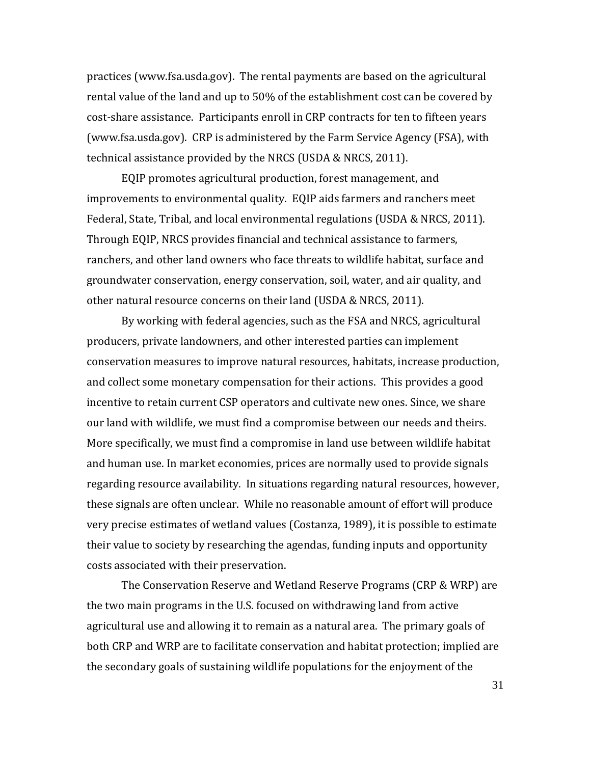practices (www.fsa.usda.gov). The rental payments are based on the agricultural rental value of the land and up to 50% of the establishment cost can be covered by cost-share assistance. Participants enroll in CRP contracts for ten to fifteen years (www.fsa.usda.gov). CRP is administered by the Farm Service Agency (FSA), with technical assistance provided by the NRCS (USDA & NRCS, 2011).

EQIP promotes agricultural production, forest management, and improvements to environmental quality. EQIP aids farmers and ranchers meet Federal, State, Tribal, and local environmental regulations (USDA & NRCS, 2011). Through EQIP, NRCS provides financial and technical assistance to farmers, ranchers, and other land owners who face threats to wildlife habitat, surface and groundwater conservation, energy conservation, soil, water, and air quality, and other natural resource concerns on their land (USDA & NRCS, 2011).

By working with federal agencies, such as the FSA and NRCS, agricultural producers, private landowners, and other interested parties can implement conservation measures to improve natural resources, habitats, increase production, and collect some monetary compensation for their actions. This provides a good incentive to retain current CSP operators and cultivate new ones. Since, we share our land with wildlife, we must find a compromise between our needs and theirs. More specifically, we must find a compromise in land use between wildlife habitat and human use. In market economies, prices are normally used to provide signals regarding resource availability. In situations regarding natural resources, however, these signals are often unclear. While no reasonable amount of effort will produce very precise estimates of wetland values (Costanza, 1989), it is possible to estimate their value to society by researching the agendas, funding inputs and opportunity costs associated with their preservation.

The Conservation Reserve and Wetland Reserve Programs (CRP & WRP) are the two main programs in the U.S. focused on withdrawing land from active agricultural use and allowing it to remain as a natural area. The primary goals of both CRP and WRP are to facilitate conservation and habitat protection; implied are the secondary goals of sustaining wildlife populations for the enjoyment of the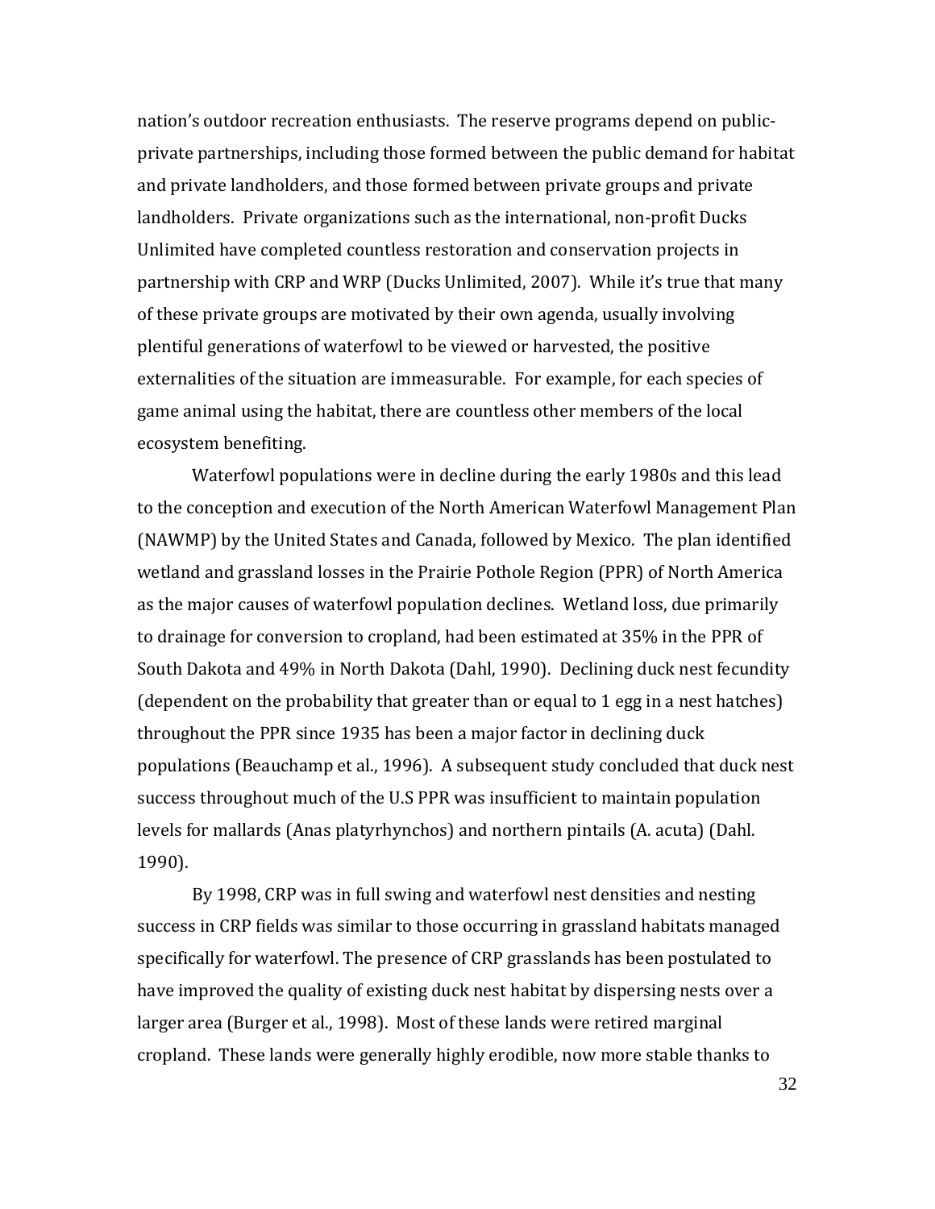nation's outdoor recreation enthusiasts. The reserve programs depend on public-private partnerships, including those formed between the public demand for habitat and private landholders, and those formed between private groups and private landholders. Private organizations such as the international, non-profit Ducks Unlimited have completed countless restoration and conservation projects in partnership with CRP and WRP (Ducks Unlimited, 2007). While it's true that many of these private groups are motivated by their own agenda, usually involving plentiful generations of waterfowl to be viewed or harvested, the positive externalities of the situation are immeasurable. For example, for each species of game animal using the habitat, there are countless other members of the local ecosystem benefiting.

Waterfowl populations were in decline during the early 1980s and this lead to the conception and execution of the North American Waterfowl Management Plan (NAWMP) by the United States and Canada, followed by Mexico. The plan identified wetland and grassland losses in the Prairie Pothole Region (PPR) of North America as the major causes of waterfowl population declines. Wetland loss, due primarily to drainage for conversion to cropland, had been estimated at 35% in the PPR of South Dakota and 49% in North Dakota (Dahl, 1990). Declining duck nest fecundity (dependent on the probability that greater than or equal to 1 egg in a nest hatches) throughout the PPR since 1935 has been a major factor in declining duck populations (Beauchamp et al., 1996). A subsequent study concluded that duck nest success throughout much of the U.S PPR was insufficient to maintain population levels for mallards (Anas platyrhynchos) and northern pintails (A. acuta) (Dahl. 1990).

By 1998, CRP was in full swing and waterfowl nest densities and nesting success in CRP fields was similar to those occurring in grassland habitats managed specifically for waterfowl. The presence of CRP grasslands has been postulated to have improved the quality of existing duck nest habitat by dispersing nests over a larger area (Burger et al., 1998). Most of these lands were retired marginal cropland. These lands were generally highly erodible, now more stable thanks to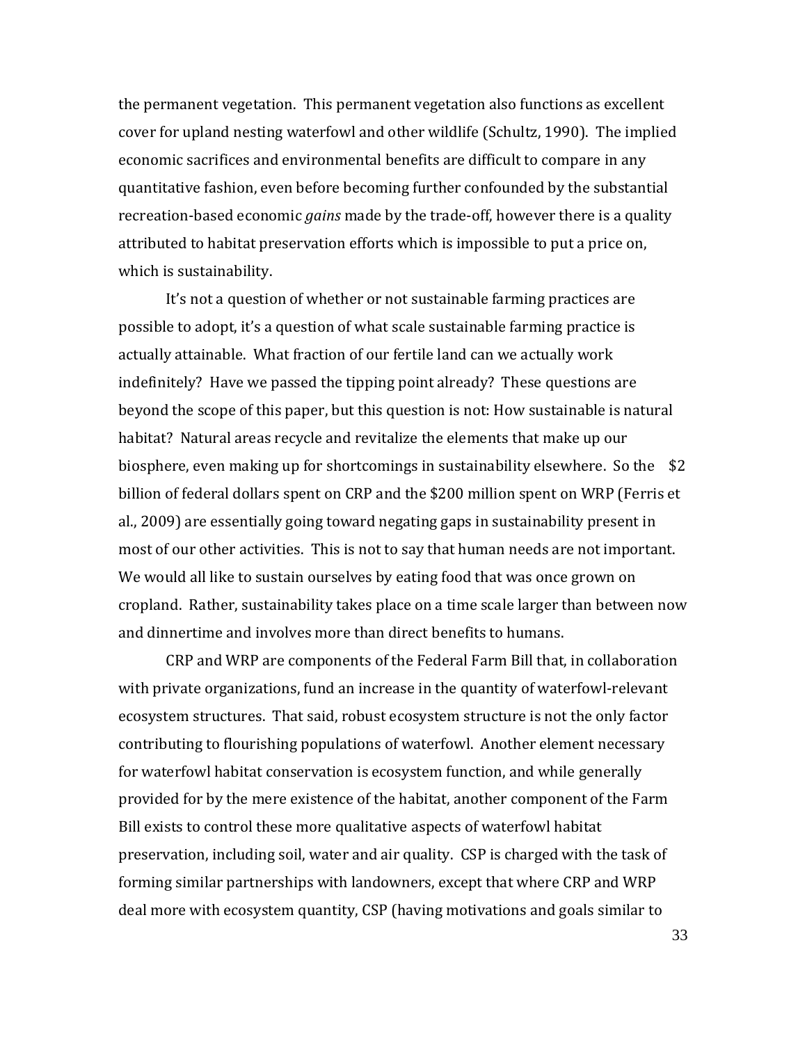the permanent vegetation. This permanent vegetation also functions as excellent cover for upland nesting waterfowl and other wildlife (Schultz, 1990). The implied economic sacrifices and environmental benefits are difficult to compare in any quantitative fashion, even before becoming further confounded by the substantial recreation-based economic *gains* made by the trade-off, however there is a quality attributed to habitat preservation efforts which is impossible to put a price on, which is sustainability.

It's not a question of whether or not sustainable farming practices are possible to adopt, it's a question of what scale sustainable farming practice is actually attainable. What fraction of our fertile land can we actually work indefinitely? Have we passed the tipping point already? These questions are beyond the scope of this paper, but this question is not: How sustainable is natural habitat? Natural areas recycle and revitalize the elements that make up our biosphere, even making up for shortcomings in sustainability elsewhere. So the $2 billion of federal dollars spent on CRP and the $200 million spent on WRP (Ferris et al., 2009) are essentially going toward negating gaps in sustainability present in most of our other activities. This is not to say that human needs are not important. We would all like to sustain ourselves by eating food that was once grown on cropland. Rather, sustainability takes place on a time scale larger than between now and dinnertime and involves more than direct benefits to humans.

CRP and WRP are components of the Federal Farm Bill that, in collaboration with private organizations, fund an increase in the quantity of waterfowl-relevant ecosystem structures. That said, robust ecosystem structure is not the only factor contributing to flourishing populations of waterfowl. Another element necessary for waterfowl habitat conservation is ecosystem function, and while generally provided for by the mere existence of the habitat, another component of the Farm Bill exists to control these more qualitative aspects of waterfowl habitat preservation, including soil, water and air quality. CSP is charged with the task of forming similar partnerships with landowners, except that where CRP and WRP deal more with ecosystem quantity, CSP (having motivations and goals similar to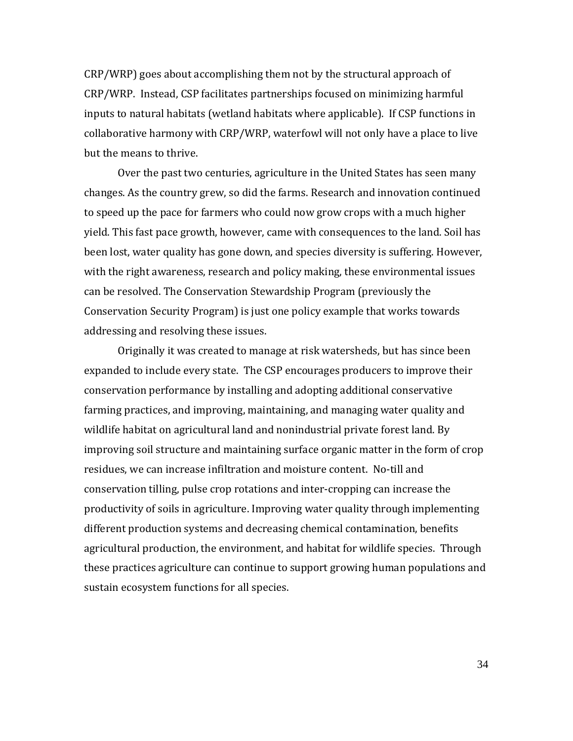CRP/WRP) goes about accomplishing them not by the structural approach of CRP/WRP. Instead, CSP facilitates partnerships focused on minimizing harmful inputs to natural habitats (wetland habitats where applicable). If CSP functions in collaborative harmony with CRP/WRP, waterfowl will not only have a place to live but the means to thrive.

Over the past two centuries, agriculture in the United States has seen many changes. As the country grew, so did the farms. Research and innovation continued to speed up the pace for farmers who could now grow crops with a much higher yield. This fast pace growth, however, came with consequences to the land. Soil has been lost, water quality has gone down, and species diversity is suffering. However, with the right awareness, research and policy making, these environmental issues can be resolved. The Conservation Stewardship Program (previously the Conservation Security Program) is just one policy example that works towards addressing and resolving these issues.

Originally it was created to manage at risk watersheds, but has since been expanded to include every state. The CSP encourages producers to improve their conservation performance by installing and adopting additional conservative farming practices, and improving, maintaining, and managing water quality and wildlife habitat on agricultural land and nonindustrial private forest land. By improving soil structure and maintaining surface organic matter in the form of crop residues, we can increase infiltration and moisture content. No-till and conservation tilling, pulse crop rotations and inter-cropping can increase the productivity of soils in agriculture. Improving water quality through implementing different production systems and decreasing chemical contamination, benefits agricultural production, the environment, and habitat for wildlife species. Through these practices agriculture can continue to support growing human populations and sustain ecosystem functions for all species.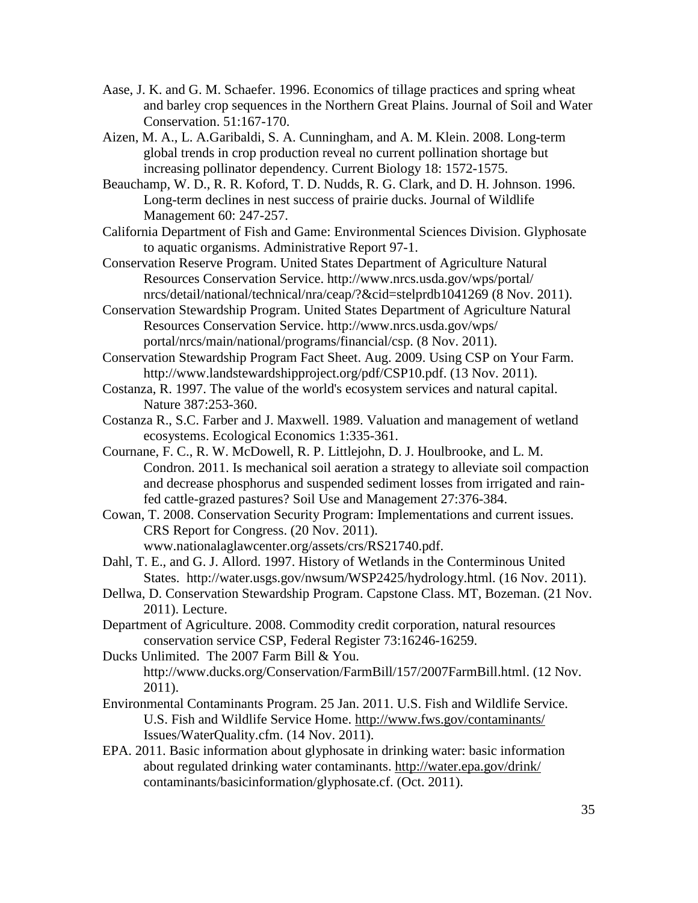Aase, J. K. and G. M. Schaefer. 1996. Economics of tillage practices and spring wheat and barley crop sequences in the Northern Great Plains. Journal of Soil and Water Conservation. 51:167-170.

Aizen, M. A., L. A.Garibaldi, S. A. Cunningham, and A. M. Klein. 2008. Long-term global trends in crop production reveal no current pollination shortage but increasing pollinator dependency. Current Biology 18: 1572-1575.

Beauchamp, W. D., R. R. Koford, T. D. Nudds, R. G. Clark, and D. H. Johnson. 1996. Long-term declines in nest success of prairie ducks. Journal of Wildlife Management 60: 247-257.

California Department of Fish and Game: Environmental Sciences Division. Glyphosate to aquatic organisms. Administrative Report 97-1.

Conservation Reserve Program. United States Department of Agriculture Natural Resources Conservation Service. http://www.nrcs.usda.gov/wps/portal/nrcs/detail/national/technical/nra/ceap/?&cid=stelprdb1041269 (8 Nov. 2011).

Conservation Stewardship Program. United States Department of Agriculture Natural Resources Conservation Service. http://www.nrcs.usda.gov/wps/portal/nrcs/main/national/programs/financial/csp. (8 Nov. 2011).

Conservation Stewardship Program Fact Sheet. Aug. 2009. Using CSP on Your Farm. http://www.landstewardshipproject.org/pdf/CSP10.pdf. (13 Nov. 2011).

Costanza, R. 1997. The value of the world's ecosystem services and natural capital. Nature 387:253-360.

Costanza R., S.C. Farber and J. Maxwell. 1989. Valuation and management of wetland ecosystems. Ecological Economics 1:335-361.

Cournane, F. C., R. W. McDowell, R. P. Littlejohn, D. J. Houlbrooke, and L. M. Condron. 2011. Is mechanical soil aeration a strategy to alleviate soil compaction and decrease phosphorus and suspended sediment losses from irrigated and rain-fed cattle-grazed pastures? Soil Use and Management 27:376-384.

Cowan, T. 2008. Conservation Security Program: Implementations and current issues. CRS Report for Congress. (20 Nov. 2011). www.nationalaglawcenter.org/assets/crs/RS21740.pdf.

Dahl, T. E., and G. J. Allord. 1997. History of Wetlands in the Conterminous United States. http://water.usgs.gov/nwsum/WSP2425/hydrology.html. (16 Nov. 2011).

Dellwa, D. Conservation Stewardship Program. Capstone Class. MT, Bozeman. (21 Nov. 2011). Lecture.

Department of Agriculture. 2008. Commodity credit corporation, natural resources conservation service CSP, Federal Register 73:16246-16259.

Ducks Unlimited. The 2007 Farm Bill & You. http://www.ducks.org/Conservation/FarmBill/157/2007FarmBill.html. (12 Nov. 2011).

Environmental Contaminants Program. 25 Jan. 2011. U.S. Fish and Wildlife Service. U.S. Fish and Wildlife Service Home. http://www.fws.gov/contaminants/Issues/WaterQuality.cfm. (14 Nov. 2011).

EPA. 2011. Basic information about glyphosate in drinking water: basic information about regulated drinking water contaminants. http://water.epa.gov/drink/contaminants/basicinformation/glyphosate.cf. (Oct. 2011).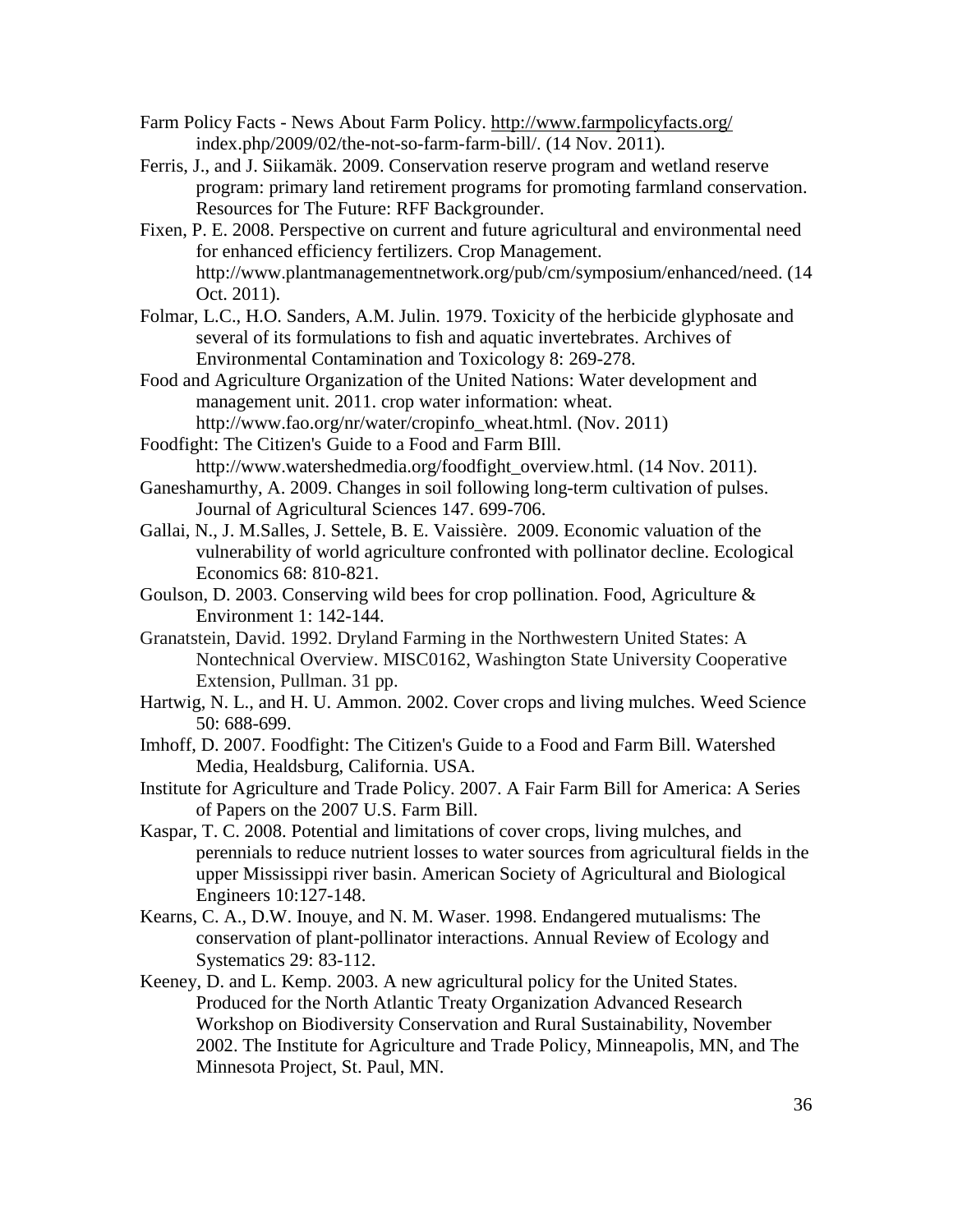Farm Policy Facts - News About Farm Policy. http://www.farmpolicyfacts.org/index.php/2009/02/the-not-so-farm-farm-bill/. (14 Nov. 2011).

Ferris, J., and J. Siikamäk. 2009. Conservation reserve program and wetland reserve program: primary land retirement programs for promoting farmland conservation. Resources for The Future: RFF Backgrounder.

Fixen, P. E. 2008. Perspective on current and future agricultural and environmental need for enhanced efficiency fertilizers. Crop Management. http://www.plantmanagementnetwork.org/pub/cm/symposium/enhanced/need. (14 Oct. 2011).

Folmar, L.C., H.O. Sanders, A.M. Julin. 1979. Toxicity of the herbicide glyphosate and several of its formulations to fish and aquatic invertebrates. Archives of Environmental Contamination and Toxicology 8: 269-278.

Food and Agriculture Organization of the United Nations: Water development and management unit. 2011. crop water information: wheat. http://www.fao.org/nr/water/cropinfo_wheat.html. (Nov. 2011)

Foodfight: The Citizen's Guide to a Food and Farm BIll. http://www.watershedmedia.org/foodfight_overview.html. (14 Nov. 2011).

Ganeshamurthy, A. 2009. Changes in soil following long-term cultivation of pulses. Journal of Agricultural Sciences 147. 699-706.

Gallai, N., J. M.Salles, J. Settele, B. E. Vaissière. 2009. Economic valuation of the vulnerability of world agriculture confronted with pollinator decline. Ecological Economics 68: 810-821.

Goulson, D. 2003. Conserving wild bees for crop pollination. Food, Agriculture & Environment 1: 142-144.

Granatstein, David. 1992. Dryland Farming in the Northwestern United States: A Nontechnical Overview. MISC0162, Washington State University Cooperative Extension, Pullman. 31 pp.

Hartwig, N. L., and H. U. Ammon. 2002. Cover crops and living mulches. Weed Science 50: 688-699.

Imhoff, D. 2007. Foodfight: The Citizen's Guide to a Food and Farm Bill. Watershed Media, Healdsburg, California. USA.

Institute for Agriculture and Trade Policy. 2007. A Fair Farm Bill for America: A Series of Papers on the 2007 U.S. Farm Bill.

Kaspar, T. C. 2008. Potential and limitations of cover crops, living mulches, and perennials to reduce nutrient losses to water sources from agricultural fields in the upper Mississippi river basin. American Society of Agricultural and Biological Engineers 10:127-148.

Kearns, C. A., D.W. Inouye, and N. M. Waser. 1998. Endangered mutualisms: The conservation of plant-pollinator interactions. Annual Review of Ecology and Systematics 29: 83-112.

Keeney, D. and L. Kemp. 2003. A new agricultural policy for the United States. Produced for the North Atlantic Treaty Organization Advanced Research Workshop on Biodiversity Conservation and Rural Sustainability, November 2002. The Institute for Agriculture and Trade Policy, Minneapolis, MN, and The Minnesota Project, St. Paul, MN.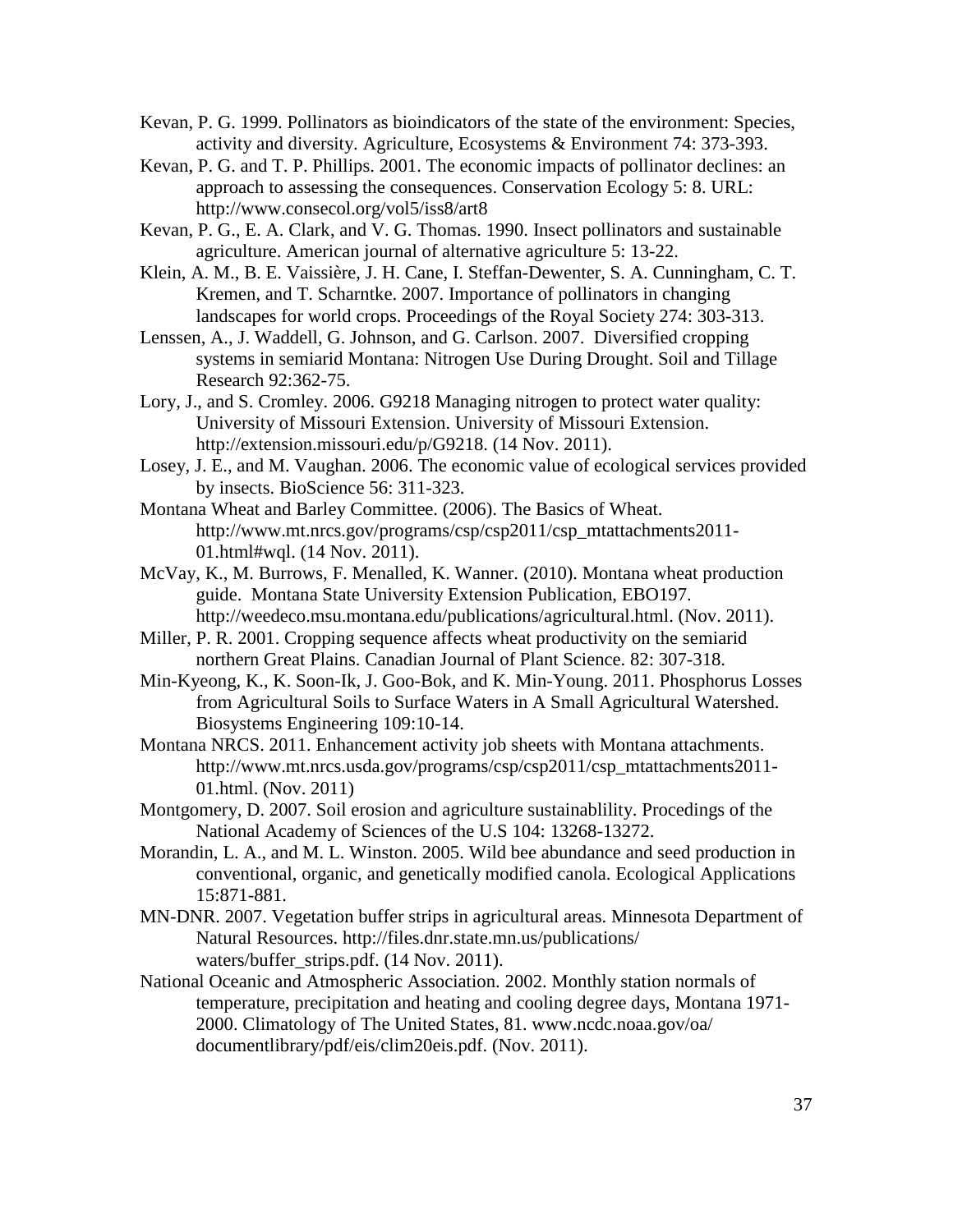Kevan, P. G. 1999. Pollinators as bioindicators of the state of the environment: Species, activity and diversity. Agriculture, Ecosystems & Environment 74: 373-393.

Kevan, P. G. and T. P. Phillips. 2001. The economic impacts of pollinator declines: an approach to assessing the consequences. Conservation Ecology 5: 8. URL: http://www.consecol.org/vol5/iss8/art8

Kevan, P. G., E. A. Clark, and V. G. Thomas. 1990. Insect pollinators and sustainable agriculture. American journal of alternative agriculture 5: 13-22.

Klein, A. M., B. E. Vaissière, J. H. Cane, I. Steffan-Dewenter, S. A. Cunningham, C. T. Kremen, and T. Scharntke. 2007. Importance of pollinators in changing landscapes for world crops. Proceedings of the Royal Society 274: 303-313.

Lenssen, A., J. Waddell, G. Johnson, and G. Carlson. 2007. Diversified cropping systems in semiarid Montana: Nitrogen Use During Drought. Soil and Tillage Research 92:362-75.

Lory, J., and S. Cromley. 2006. G9218 Managing nitrogen to protect water quality: University of Missouri Extension. University of Missouri Extension. http://extension.missouri.edu/p/G9218. (14 Nov. 2011).

Losey, J. E., and M. Vaughan. 2006. The economic value of ecological services provided by insects. BioScience 56: 311-323.

Montana Wheat and Barley Committee. (2006). The Basics of Wheat. http://www.mt.nrcs.gov/programs/csp/csp2011/csp_mtattachments2011-01.html#wql. (14 Nov. 2011).

McVay, K., M. Burrows, F. Menalled, K. Wanner. (2010). Montana wheat production guide. Montana State University Extension Publication, EBO197. http://weedeco.msu.montana.edu/publications/agricultural.html. (Nov. 2011).

Miller, P. R. 2001. Cropping sequence affects wheat productivity on the semiarid northern Great Plains. Canadian Journal of Plant Science. 82: 307-318.

Min-Kyeong, K., K. Soon-Ik, J. Goo-Bok, and K. Min-Young. 2011. Phosphorus Losses from Agricultural Soils to Surface Waters in A Small Agricultural Watershed. Biosystems Engineering 109:10-14.

Montana NRCS. 2011. Enhancement activity job sheets with Montana attachments. http://www.mt.nrcs.usda.gov/programs/csp/csp2011/csp_mtattachments2011-01.html. (Nov. 2011)

Montgomery, D. 2007. Soil erosion and agriculture sustainablility. Procedings of the National Academy of Sciences of the U.S 104: 13268-13272.

Morandin, L. A., and M. L. Winston. 2005. Wild bee abundance and seed production in conventional, organic, and genetically modified canola. Ecological Applications 15:871-881.

MN-DNR. 2007. Vegetation buffer strips in agricultural areas. Minnesota Department of Natural Resources. http://files.dnr.state.mn.us/publications/ waters/buffer_strips.pdf. (14 Nov. 2011).

National Oceanic and Atmospheric Association. 2002. Monthly station normals of temperature, precipitation and heating and cooling degree days, Montana 1971-2000. Climatology of The United States, 81. www.ncdc.noaa.gov/oa/ documentlibrary/pdf/eis/clim20eis.pdf. (Nov. 2011).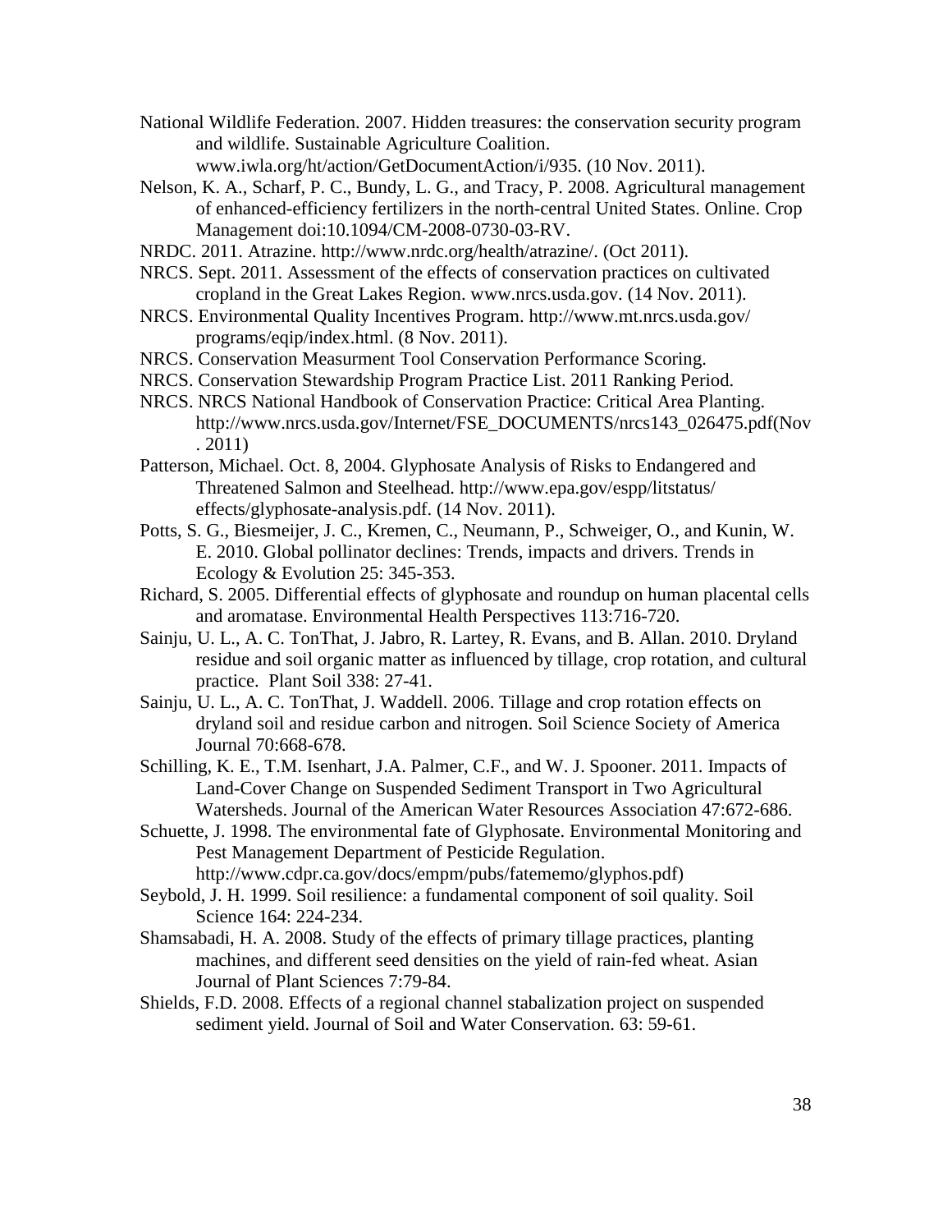National Wildlife Federation. 2007. Hidden treasures: the conservation security program and wildlife. Sustainable Agriculture Coalition. www.iwla.org/ht/action/GetDocumentAction/i/935. (10 Nov. 2011).

Nelson, K. A., Scharf, P. C., Bundy, L. G., and Tracy, P. 2008. Agricultural management of enhanced-efficiency fertilizers in the north-central United States. Online. Crop Management doi:10.1094/CM-2008-0730-03-RV.

NRDC. 2011. Atrazine. http://www.nrdc.org/health/atrazine/. (Oct 2011).

NRCS. Sept. 2011. Assessment of the effects of conservation practices on cultivated cropland in the Great Lakes Region. www.nrcs.usda.gov. (14 Nov. 2011).

NRCS. Environmental Quality Incentives Program. http://www.mt.nrcs.usda.gov/programs/eqip/index.html. (8 Nov. 2011).

NRCS. Conservation Measurment Tool Conservation Performance Scoring.

NRCS. Conservation Stewardship Program Practice List. 2011 Ranking Period.

NRCS. NRCS National Handbook of Conservation Practice: Critical Area Planting. http://www.nrcs.usda.gov/Internet/FSE_DOCUMENTS/nrcs143_026475.pdf(Nov. 2011)

Patterson, Michael. Oct. 8, 2004. Glyphosate Analysis of Risks to Endangered and Threatened Salmon and Steelhead. http://www.epa.gov/espp/litstatus/effects/glyphosate-analysis.pdf. (14 Nov. 2011).

Potts, S. G., Biesmeijer, J. C., Kremen, C., Neumann, P., Schweiger, O., and Kunin, W. E. 2010. Global pollinator declines: Trends, impacts and drivers. Trends in Ecology & Evolution 25: 345-353.

Richard, S. 2005. Differential effects of glyphosate and roundup on human placental cells and aromatase. Environmental Health Perspectives 113:716-720.

Sainju, U. L., A. C. TonThat, J. Jabro, R. Lartey, R. Evans, and B. Allan. 2010. Dryland residue and soil organic matter as influenced by tillage, crop rotation, and cultural practice. Plant Soil 338: 27-41.

Sainju, U. L., A. C. TonThat, J. Waddell. 2006. Tillage and crop rotation effects on dryland soil and residue carbon and nitrogen. Soil Science Society of America Journal 70:668-678.

Schilling, K. E., T.M. Isenhart, J.A. Palmer, C.F., and W. J. Spooner. 2011. Impacts of Land-Cover Change on Suspended Sediment Transport in Two Agricultural Watersheds. Journal of the American Water Resources Association 47:672-686.

Schuette, J. 1998. The environmental fate of Glyphosate. Environmental Monitoring and Pest Management Department of Pesticide Regulation. http://www.cdpr.ca.gov/docs/empm/pubs/fatememo/glyphos.pdf)

Seybold, J. H. 1999. Soil resilience: a fundamental component of soil quality. Soil Science 164: 224-234.

Shamsabadi, H. A. 2008. Study of the effects of primary tillage practices, planting machines, and different seed densities on the yield of rain-fed wheat. Asian Journal of Plant Sciences 7:79-84.

Shields, F.D. 2008. Effects of a regional channel stabalization project on suspended sediment yield. Journal of Soil and Water Conservation. 63: 59-61.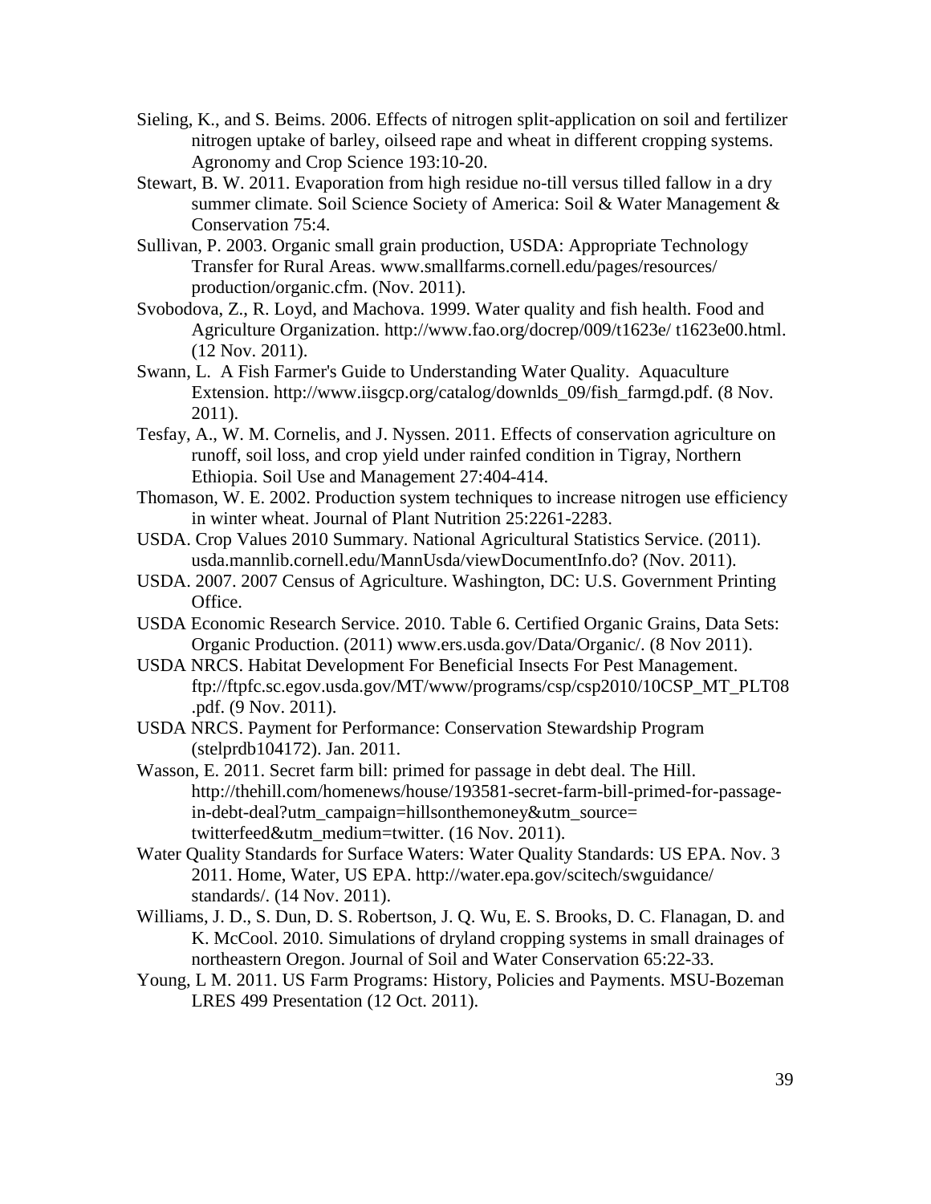Sieling, K., and S. Beims. 2006. Effects of nitrogen split-application on soil and fertilizer nitrogen uptake of barley, oilseed rape and wheat in different cropping systems. Agronomy and Crop Science 193:10-20.

Stewart, B. W. 2011. Evaporation from high residue no-till versus tilled fallow in a dry summer climate. Soil Science Society of America: Soil & Water Management & Conservation 75:4.

Sullivan, P. 2003. Organic small grain production, USDA: Appropriate Technology Transfer for Rural Areas. www.smallfarms.cornell.edu/pages/resources/ production/organic.cfm. (Nov. 2011).

Svobodova, Z., R. Loyd, and Machova. 1999. Water quality and fish health. Food and Agriculture Organization. http://www.fao.org/docrep/009/t1623e/ t1623e00.html. (12 Nov. 2011).

Swann, L. A Fish Farmer's Guide to Understanding Water Quality. Aquaculture Extension. http://www.iisgcp.org/catalog/downlds_09/fish_farmgd.pdf. (8 Nov. 2011).

Tesfay, A., W. M. Cornelis, and J. Nyssen. 2011. Effects of conservation agriculture on runoff, soil loss, and crop yield under rainfed condition in Tigray, Northern Ethiopia. Soil Use and Management 27:404-414.

Thomason, W. E. 2002. Production system techniques to increase nitrogen use efficiency in winter wheat. Journal of Plant Nutrition 25:2261-2283.

USDA. Crop Values 2010 Summary. National Agricultural Statistics Service. (2011). usda.mannlib.cornell.edu/MannUsda/viewDocumentInfo.do? (Nov. 2011).

USDA. 2007. 2007 Census of Agriculture. Washington, DC: U.S. Government Printing Office.

USDA Economic Research Service. 2010. Table 6. Certified Organic Grains, Data Sets: Organic Production. (2011) www.ers.usda.gov/Data/Organic/. (8 Nov 2011).

USDA NRCS. Habitat Development For Beneficial Insects For Pest Management. ftp://ftpfc.sc.egov.usda.gov/MT/www/programs/csp/csp2010/10CSP_MT_PLT08 .pdf. (9 Nov. 2011).

USDA NRCS. Payment for Performance: Conservation Stewardship Program (stelprdb104172). Jan. 2011.

Wasson, E. 2011. Secret farm bill: primed for passage in debt deal. The Hill. http://thehill.com/homenews/house/193581-secret-farm-bill-primed-for-passage-in-debt-deal?utm_campaign=hillsonthemoney&utm_source= twitterfeed&utm_medium=twitter. (16 Nov. 2011).

Water Quality Standards for Surface Waters: Water Quality Standards: US EPA. Nov. 3 2011. Home, Water, US EPA. http://water.epa.gov/scitech/swguidance/ standards/. (14 Nov. 2011).

Williams, J. D., S. Dun, D. S. Robertson, J. Q. Wu, E. S. Brooks, D. C. Flanagan, D. and K. McCool. 2010. Simulations of dryland cropping systems in small drainages of northeastern Oregon. Journal of Soil and Water Conservation 65:22-33.

Young, L M. 2011. US Farm Programs: History, Policies and Payments. MSU-Bozeman LRES 499 Presentation (12 Oct. 2011).